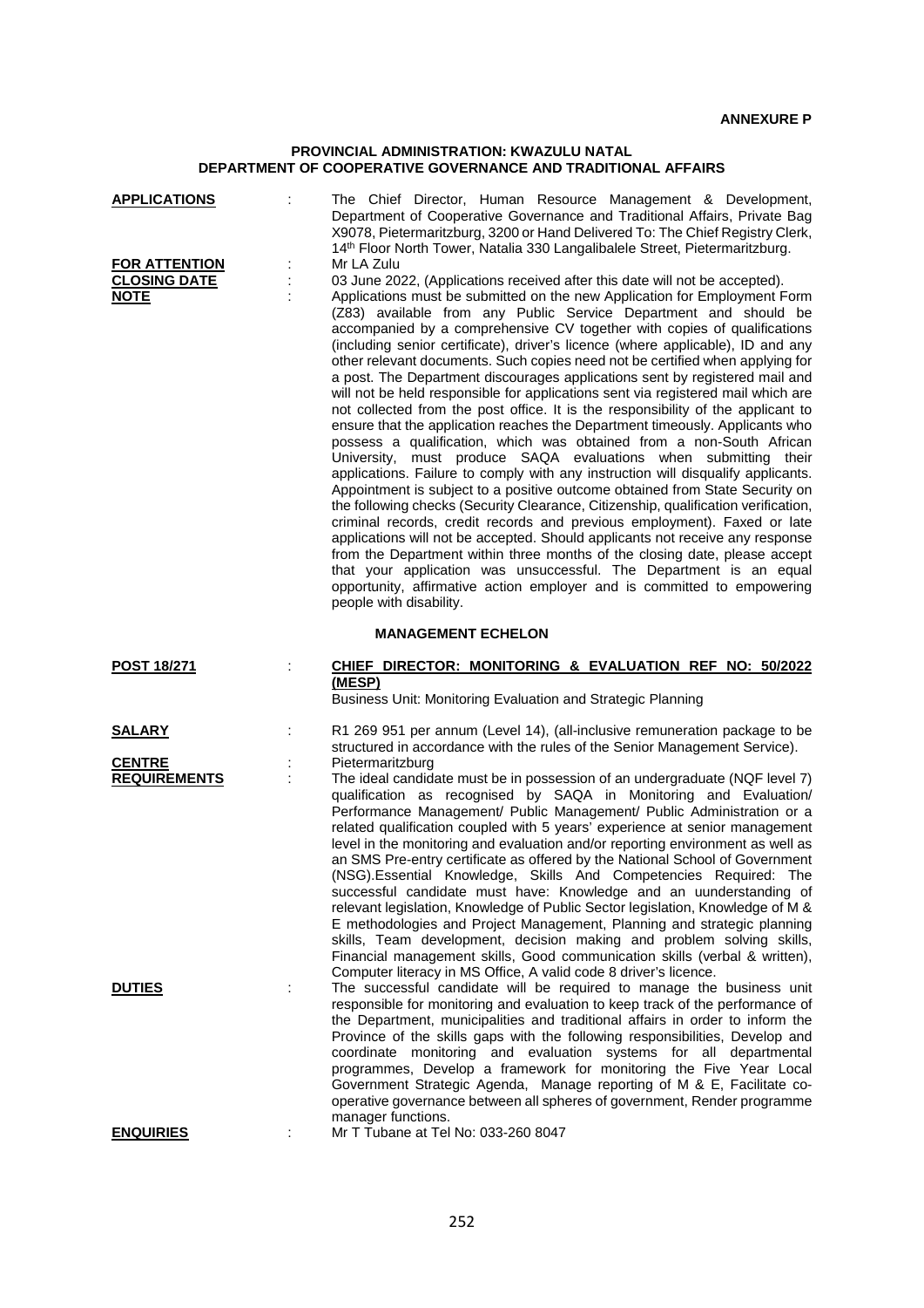**ANNEXURE P**

**PROVINCIAL ADMINISTRATION: KWAZULU NATAL**
**DEPARTMENT OF COOPERATIVE GOVERNANCE AND TRADITIONAL AFFAIRS**

**APPLICATIONS** : The Chief Director, Human Resource Management & Development, Department of Cooperative Governance and Traditional Affairs, Private Bag X9078, Pietermaritzburg, 3200 or Hand Delivered To: The Chief Registry Clerk, 14th Floor North Tower, Natalia 330 Langalibalele Street, Pietermaritzburg.

**FOR ATTENTION** : Mr LA Zulu

**CLOSING DATE** : 03 June 2022, (Applications received after this date will not be accepted).

**NOTE** : Applications must be submitted on the new Application for Employment Form (Z83) available from any Public Service Department and should be accompanied by a comprehensive CV together with copies of qualifications (including senior certificate), driver's licence (where applicable), ID and any other relevant documents. Such copies need not be certified when applying for a post. The Department discourages applications sent by registered mail and will not be held responsible for applications sent via registered mail which are not collected from the post office. It is the responsibility of the applicant to ensure that the application reaches the Department timeously. Applicants who possess a qualification, which was obtained from a non-South African University, must produce SAQA evaluations when submitting their applications. Failure to comply with any instruction will disqualify applicants. Appointment is subject to a positive outcome obtained from State Security on the following checks (Security Clearance, Citizenship, qualification verification, criminal records, credit records and previous employment). Faxed or late applications will not be accepted. Should applicants not receive any response from the Department within three months of the closing date, please accept that your application was unsuccessful. The Department is an equal opportunity, affirmative action employer and is committed to empowering people with disability.

## MANAGEMENT ECHELON

**POST 18/271** : **CHIEF DIRECTOR: MONITORING & EVALUATION REF NO: 50/2022 (MESP)**
Business Unit: Monitoring Evaluation and Strategic Planning

**SALARY** : R1 269 951 per annum (Level 14), (all-inclusive remuneration package to be structured in accordance with the rules of the Senior Management Service).

**CENTRE** : Pietermaritzburg

**REQUIREMENTS** : The ideal candidate must be in possession of an undergraduate (NQF level 7) qualification as recognised by SAQA in Monitoring and Evaluation/ Performance Management/ Public Management/ Public Administration or a related qualification coupled with 5 years' experience at senior management level in the monitoring and evaluation and/or reporting environment as well as an SMS Pre-entry certificate as offered by the National School of Government (NSG).Essential Knowledge, Skills And Competencies Required: The successful candidate must have: Knowledge and an uunderstanding of relevant legislation, Knowledge of Public Sector legislation, Knowledge of M & E methodologies and Project Management, Planning and strategic planning skills, Team development, decision making and problem solving skills, Financial management skills, Good communication skills (verbal & written), Computer literacy in MS Office, A valid code 8 driver's licence.

**DUTIES** : The successful candidate will be required to manage the business unit responsible for monitoring and evaluation to keep track of the performance of the Department, municipalities and traditional affairs in order to inform the Province of the skills gaps with the following responsibilities, Develop and coordinate monitoring and evaluation systems for all departmental programmes, Develop a framework for monitoring the Five Year Local Government Strategic Agenda, Manage reporting of M & E, Facilitate co-operative governance between all spheres of government, Render programme manager functions.

**ENQUIRIES** : Mr T Tubane at Tel No: 033-260 8047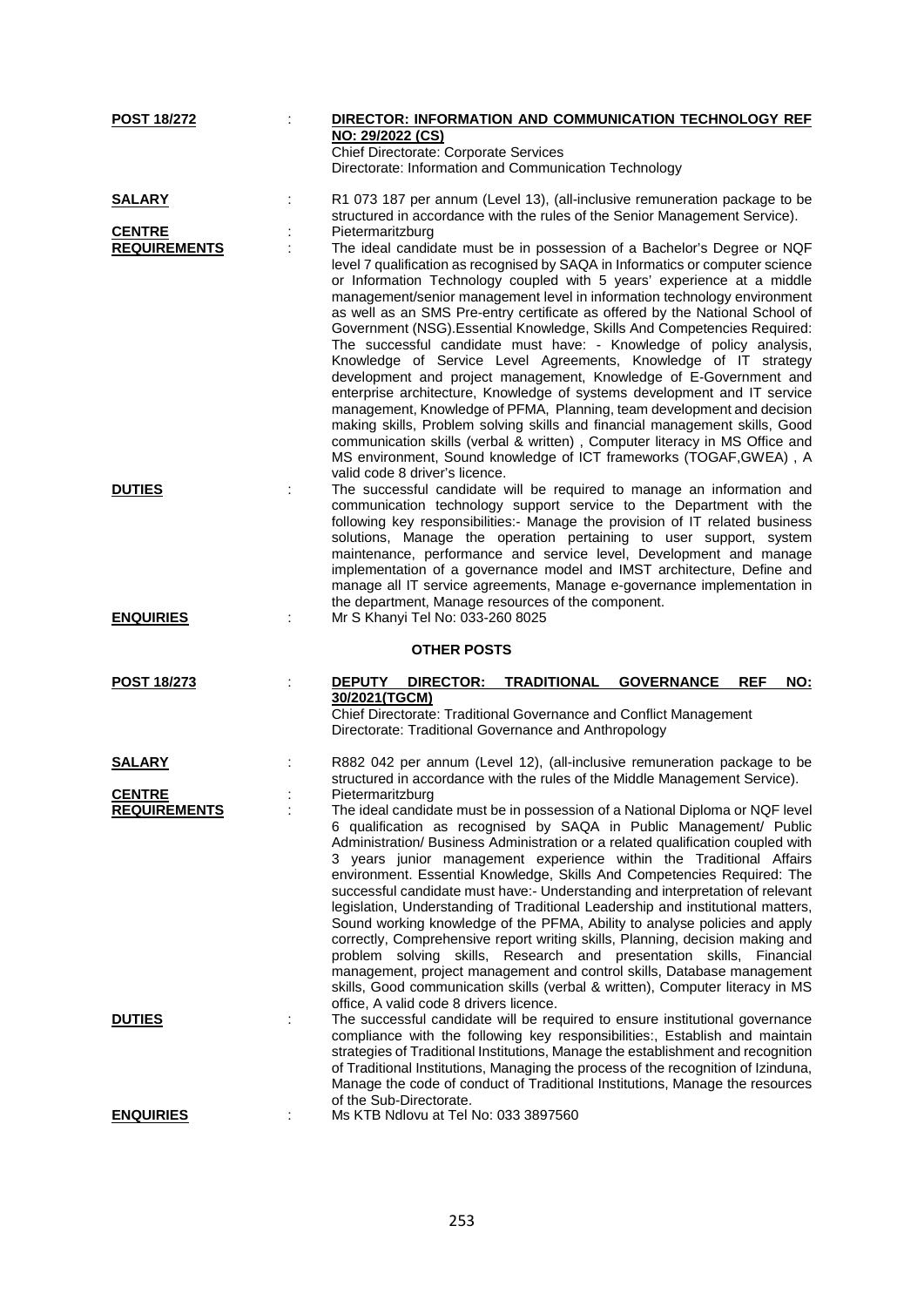**POST 18/272** : **DIRECTOR: INFORMATION AND COMMUNICATION TECHNOLOGY REF NO: 29/2022 (CS)**
Chief Directorate: Corporate Services
Directorate: Information and Communication Technology

**SALARY** : R1 073 187 per annum (Level 13), (all-inclusive remuneration package to be structured in accordance with the rules of the Senior Management Service).

**CENTRE** : Pietermaritzburg

**REQUIREMENTS** : The ideal candidate must be in possession of a Bachelor's Degree or NQF level 7 qualification as recognised by SAQA in Informatics or computer science or Information Technology coupled with 5 years' experience at a middle management/senior management level in information technology environment as well as an SMS Pre-entry certificate as offered by the National School of Government (NSG).Essential Knowledge, Skills And Competencies Required: The successful candidate must have: - Knowledge of policy analysis, Knowledge of Service Level Agreements, Knowledge of IT strategy development and project management, Knowledge of E-Government and enterprise architecture, Knowledge of systems development and IT service management, Knowledge of PFMA, Planning, team development and decision making skills, Problem solving skills and financial management skills, Good communication skills (verbal & written) , Computer literacy in MS Office and MS environment, Sound knowledge of ICT frameworks (TOGAF,GWEA) , A valid code 8 driver's licence.

**DUTIES** : The successful candidate will be required to manage an information and communication technology support service to the Department with the following key responsibilities:- Manage the provision of IT related business solutions, Manage the operation pertaining to user support, system maintenance, performance and service level, Development and manage implementation of a governance model and IMST architecture, Define and manage all IT service agreements, Manage e-governance implementation in the department, Manage resources of the component.

**ENQUIRIES** : Mr S Khanyi Tel No: 033-260 8025

## OTHER POSTS

**POST 18/273** : **DEPUTY DIRECTOR: TRADITIONAL GOVERNANCE REF NO: 30/2021(TGCM)**
Chief Directorate: Traditional Governance and Conflict Management
Directorate: Traditional Governance and Anthropology

**SALARY** : R882 042 per annum (Level 12), (all-inclusive remuneration package to be structured in accordance with the rules of the Middle Management Service).

**CENTRE** : Pietermaritzburg

**REQUIREMENTS** : The ideal candidate must be in possession of a National Diploma or NQF level 6 qualification as recognised by SAQA in Public Management/ Public Administration/ Business Administration or a related qualification coupled with 3 years junior management experience within the Traditional Affairs environment. Essential Knowledge, Skills And Competencies Required: The successful candidate must have:- Understanding and interpretation of relevant legislation, Understanding of Traditional Leadership and institutional matters, Sound working knowledge of the PFMA, Ability to analyse policies and apply correctly, Comprehensive report writing skills, Planning, decision making and problem solving skills, Research and presentation skills, Financial management, project management and control skills, Database management skills, Good communication skills (verbal & written), Computer literacy in MS office, A valid code 8 drivers licence.

**DUTIES** : The successful candidate will be required to ensure institutional governance compliance with the following key responsibilities:, Establish and maintain strategies of Traditional Institutions, Manage the establishment and recognition of Traditional Institutions, Managing the process of the recognition of Izinduna, Manage the code of conduct of Traditional Institutions, Manage the resources of the Sub-Directorate.

**ENQUIRIES** : Ms KTB Ndlovu at Tel No: 033 3897560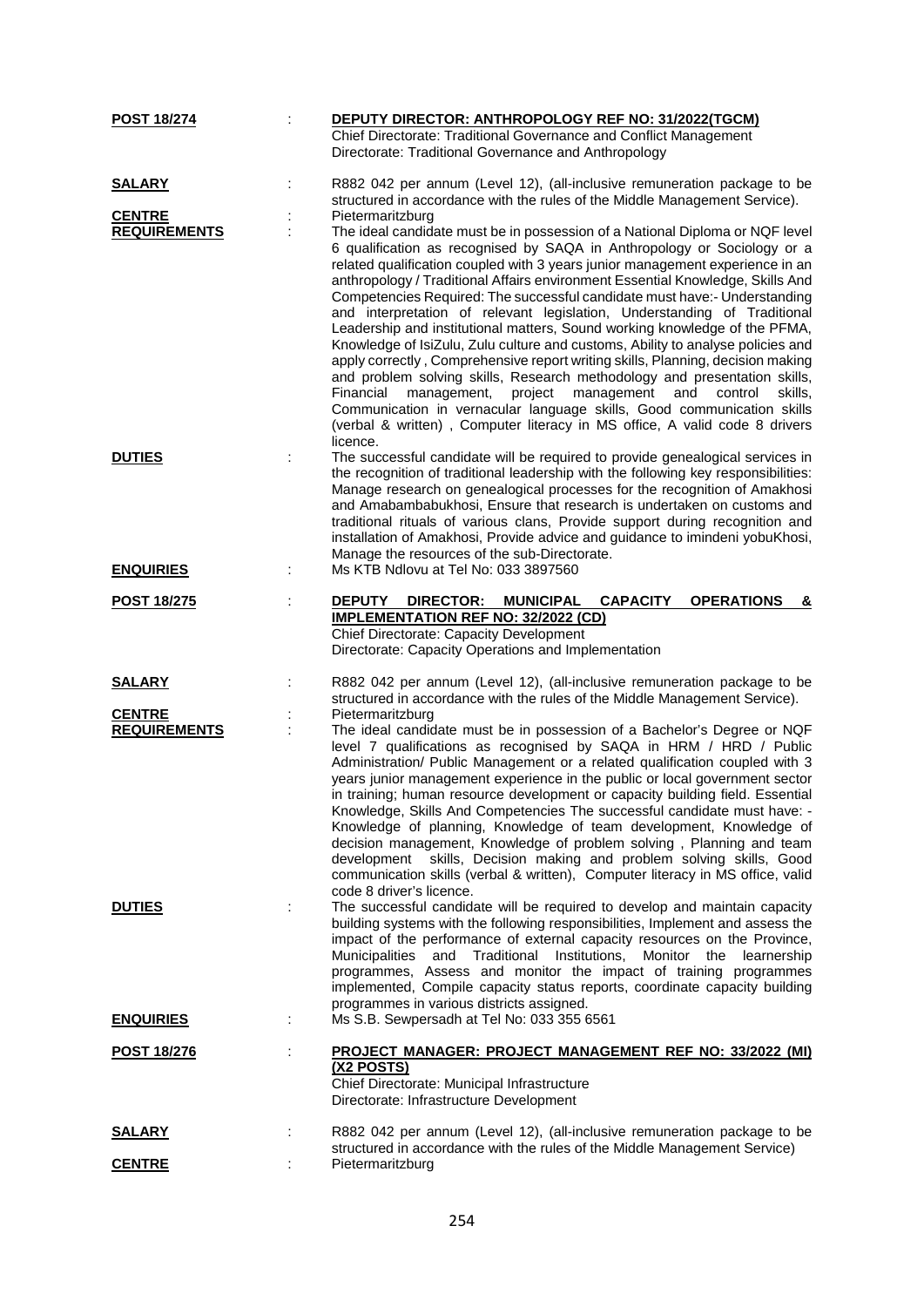**POST 18/274** : **DEPUTY DIRECTOR: ANTHROPOLOGY REF NO: 31/2022(TGCM)**
Chief Directorate: Traditional Governance and Conflict Management
Directorate: Traditional Governance and Anthropology

**SALARY** : R882 042 per annum (Level 12), (all-inclusive remuneration package to be structured in accordance with the rules of the Middle Management Service).

**CENTRE** : Pietermaritzburg

**REQUIREMENTS** : The ideal candidate must be in possession of a National Diploma or NQF level 6 qualification as recognised by SAQA in Anthropology or Sociology or a related qualification coupled with 3 years junior management experience in an anthropology / Traditional Affairs environment Essential Knowledge, Skills And Competencies Required: The successful candidate must have:- Understanding and interpretation of relevant legislation, Understanding of Traditional Leadership and institutional matters, Sound working knowledge of the PFMA, Knowledge of IsiZulu, Zulu culture and customs, Ability to analyse policies and apply correctly , Comprehensive report writing skills, Planning, decision making and problem solving skills, Research methodology and presentation skills, Financial management, project management and control skills, Communication in vernacular language skills, Good communication skills (verbal & written) , Computer literacy in MS office, A valid code 8 drivers licence.

**DUTIES** : The successful candidate will be required to provide genealogical services in the recognition of traditional leadership with the following key responsibilities: Manage research on genealogical processes for the recognition of Amakhosi and Amabambabukhosi, Ensure that research is undertaken on customs and traditional rituals of various clans, Provide support during recognition and installation of Amakhosi, Provide advice and guidance to imindeni yobuKhosi, Manage the resources of the sub-Directorate.

**ENQUIRIES** : Ms KTB Ndlovu at Tel No: 033 3897560

**POST 18/275** : **DEPUTY DIRECTOR: MUNICIPAL CAPACITY OPERATIONS & IMPLEMENTATION REF NO: 32/2022 (CD)**
Chief Directorate: Capacity Development
Directorate: Capacity Operations and Implementation

**SALARY** : R882 042 per annum (Level 12), (all-inclusive remuneration package to be structured in accordance with the rules of the Middle Management Service).

**CENTRE** : Pietermaritzburg

**REQUIREMENTS** : The ideal candidate must be in possession of a Bachelor's Degree or NQF level 7 qualifications as recognised by SAQA in HRM / HRD / Public Administration/ Public Management or a related qualification coupled with 3 years junior management experience in the public or local government sector in training; human resource development or capacity building field. Essential Knowledge, Skills And Competencies The successful candidate must have: - Knowledge of planning, Knowledge of team development, Knowledge of decision management, Knowledge of problem solving , Planning and team development skills, Decision making and problem solving skills, Good communication skills (verbal & written), Computer literacy in MS office, valid code 8 driver's licence.

**DUTIES** : The successful candidate will be required to develop and maintain capacity building systems with the following responsibilities, Implement and assess the impact of the performance of external capacity resources on the Province, Municipalities and Traditional Institutions, Monitor the learnership programmes, Assess and monitor the impact of training programmes implemented, Compile capacity status reports, coordinate capacity building programmes in various districts assigned.

**ENQUIRIES** : Ms S.B. Sewpersadh at Tel No: 033 355 6561

**POST 18/276** : **PROJECT MANAGER: PROJECT MANAGEMENT REF NO: 33/2022 (MI) (X2 POSTS)**
Chief Directorate: Municipal Infrastructure
Directorate: Infrastructure Development

**SALARY** : R882 042 per annum (Level 12), (all-inclusive remuneration package to be structured in accordance with the rules of the Middle Management Service)

**CENTRE** : Pietermaritzburg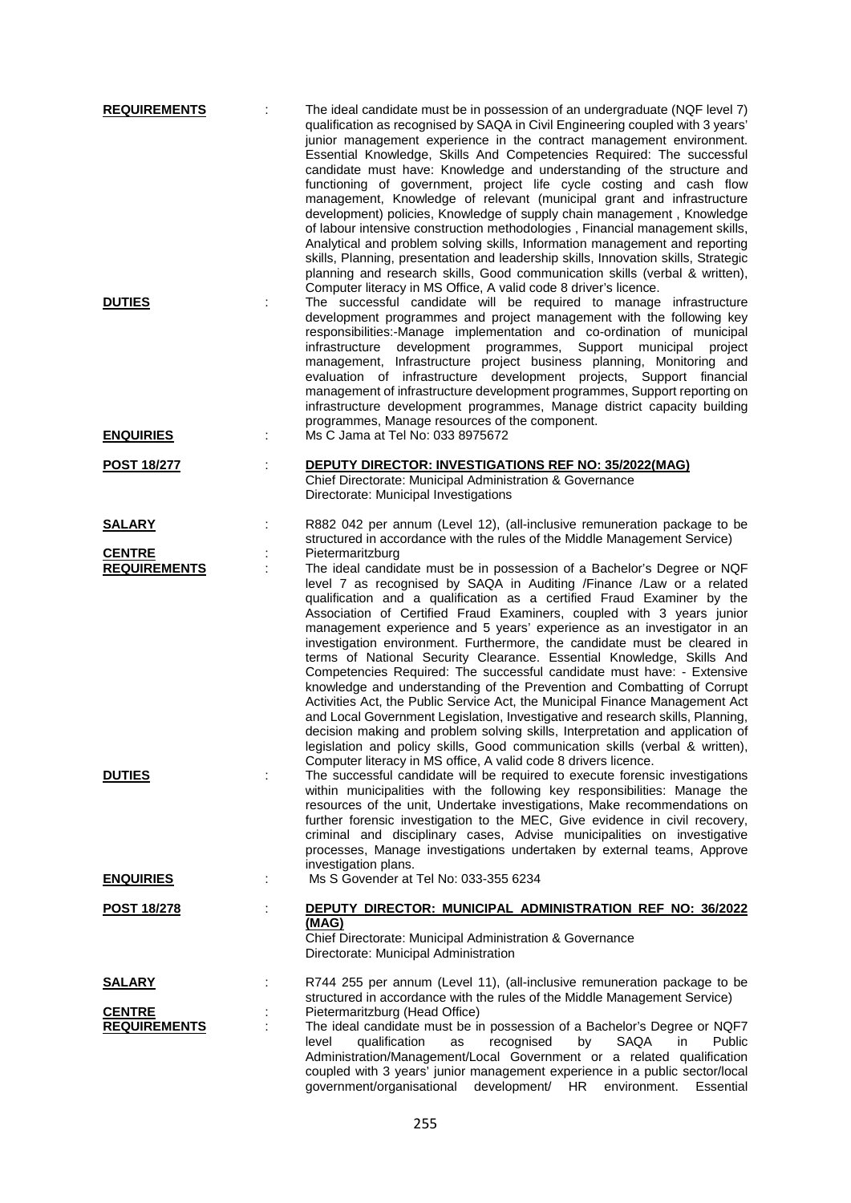**REQUIREMENTS** : The ideal candidate must be in possession of an undergraduate (NQF level 7) qualification as recognised by SAQA in Civil Engineering coupled with 3 years' junior management experience in the contract management environment. Essential Knowledge, Skills And Competencies Required: The successful candidate must have: Knowledge and understanding of the structure and functioning of government, project life cycle costing and cash flow management, Knowledge of relevant (municipal grant and infrastructure development) policies, Knowledge of supply chain management , Knowledge of labour intensive construction methodologies , Financial management skills, Analytical and problem solving skills, Information management and reporting skills, Planning, presentation and leadership skills, Innovation skills, Strategic planning and research skills, Good communication skills (verbal & written), Computer literacy in MS Office, A valid code 8 driver's licence.

**DUTIES** : The successful candidate will be required to manage infrastructure development programmes and project management with the following key responsibilities:-Manage implementation and co-ordination of municipal infrastructure development programmes, Support municipal project management, Infrastructure project business planning, Monitoring and evaluation of infrastructure development projects, Support financial management of infrastructure development programmes, Support reporting on infrastructure development programmes, Manage district capacity building programmes, Manage resources of the component.

**ENQUIRIES** : Ms C Jama at Tel No: 033 8975672

**POST 18/277** : **DEPUTY DIRECTOR: INVESTIGATIONS REF NO: 35/2022(MAG)**
Chief Directorate: Municipal Administration & Governance
Directorate: Municipal Investigations

**SALARY** : R882 042 per annum (Level 12), (all-inclusive remuneration package to be structured in accordance with the rules of the Middle Management Service)

**CENTRE** : Pietermaritzburg

**REQUIREMENTS** : The ideal candidate must be in possession of a Bachelor's Degree or NQF level 7 as recognised by SAQA in Auditing /Finance /Law or a related qualification and a qualification as a certified Fraud Examiner by the Association of Certified Fraud Examiners, coupled with 3 years junior management experience and 5 years' experience as an investigator in an investigation environment. Furthermore, the candidate must be cleared in terms of National Security Clearance. Essential Knowledge, Skills And Competencies Required: The successful candidate must have: - Extensive knowledge and understanding of the Prevention and Combatting of Corrupt Activities Act, the Public Service Act, the Municipal Finance Management Act and Local Government Legislation, Investigative and research skills, Planning, decision making and problem solving skills, Interpretation and application of legislation and policy skills, Good communication skills (verbal & written), Computer literacy in MS office, A valid code 8 drivers licence.

**DUTIES** : The successful candidate will be required to execute forensic investigations within municipalities with the following key responsibilities: Manage the resources of the unit, Undertake investigations, Make recommendations on further forensic investigation to the MEC, Give evidence in civil recovery, criminal and disciplinary cases, Advise municipalities on investigative processes, Manage investigations undertaken by external teams, Approve investigation plans.

**ENQUIRIES** : Ms S Govender at Tel No: 033-355 6234

**POST 18/278** : **DEPUTY DIRECTOR: MUNICIPAL ADMINISTRATION REF NO: 36/2022 (MAG)**
Chief Directorate: Municipal Administration & Governance
Directorate: Municipal Administration

**SALARY** : R744 255 per annum (Level 11), (all-inclusive remuneration package to be structured in accordance with the rules of the Middle Management Service)

**CENTRE** : Pietermaritzburg (Head Office)

**REQUIREMENTS** : The ideal candidate must be in possession of a Bachelor's Degree or NQF7 level qualification as recognised by SAQA in Public Administration/Management/Local Government or a related qualification coupled with 3 years' junior management experience in a public sector/local government/organisational development/ HR environment. Essential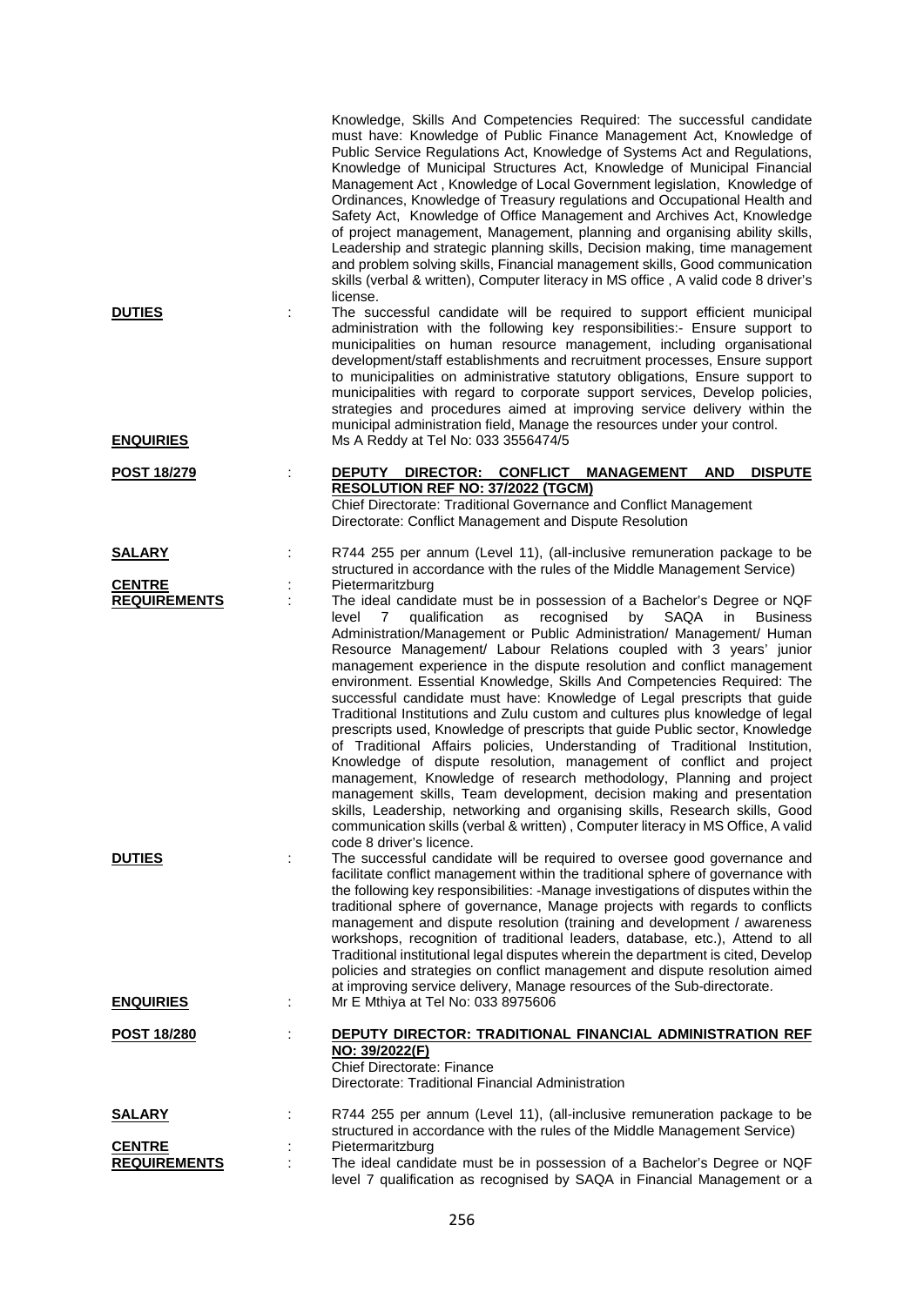Knowledge, Skills And Competencies Required: The successful candidate must have: Knowledge of Public Finance Management Act, Knowledge of Public Service Regulations Act, Knowledge of Systems Act and Regulations, Knowledge of Municipal Structures Act, Knowledge of Municipal Financial Management Act , Knowledge of Local Government legislation, Knowledge of Ordinances, Knowledge of Treasury regulations and Occupational Health and Safety Act, Knowledge of Office Management and Archives Act, Knowledge of project management, Management, planning and organising ability skills, Leadership and strategic planning skills, Decision making, time management and problem solving skills, Financial management skills, Good communication skills (verbal & written), Computer literacy in MS office , A valid code 8 driver's license.

**DUTIES** : The successful candidate will be required to support efficient municipal administration with the following key responsibilities:- Ensure support to municipalities on human resource management, including organisational development/staff establishments and recruitment processes, Ensure support to municipalities on administrative statutory obligations, Ensure support to municipalities with regard to corporate support services, Develop policies, strategies and procedures aimed at improving service delivery within the municipal administration field, Manage the resources under your control.

**ENQUIRIES** Ms A Reddy at Tel No: 033 3556474/5

**POST 18/279** : **DEPUTY DIRECTOR: CONFLICT MANAGEMENT AND DISPUTE RESOLUTION REF NO: 37/2022 (TGCM)**
Chief Directorate: Traditional Governance and Conflict Management
Directorate: Conflict Management and Dispute Resolution

**SALARY** : R744 255 per annum (Level 11), (all-inclusive remuneration package to be structured in accordance with the rules of the Middle Management Service)

**CENTRE** : Pietermaritzburg

**REQUIREMENTS** : The ideal candidate must be in possession of a Bachelor's Degree or NQF level 7 qualification as recognised by SAQA in Business Administration/Management or Public Administration/ Management/ Human Resource Management/ Labour Relations coupled with 3 years' junior management experience in the dispute resolution and conflict management environment. Essential Knowledge, Skills And Competencies Required: The successful candidate must have: Knowledge of Legal prescripts that guide Traditional Institutions and Zulu custom and cultures plus knowledge of legal prescripts used, Knowledge of prescripts that guide Public sector, Knowledge of Traditional Affairs policies, Understanding of Traditional Institution, Knowledge of dispute resolution, management of conflict and project management, Knowledge of research methodology, Planning and project management skills, Team development, decision making and presentation skills, Leadership, networking and organising skills, Research skills, Good communication skills (verbal & written) , Computer literacy in MS Office, A valid code 8 driver's licence.

**DUTIES** : The successful candidate will be required to oversee good governance and facilitate conflict management within the traditional sphere of governance with the following key responsibilities: -Manage investigations of disputes within the traditional sphere of governance, Manage projects with regards to conflicts management and dispute resolution (training and development / awareness workshops, recognition of traditional leaders, database, etc.), Attend to all Traditional institutional legal disputes wherein the department is cited, Develop policies and strategies on conflict management and dispute resolution aimed at improving service delivery, Manage resources of the Sub-directorate.

**ENQUIRIES** : Mr E Mthiya at Tel No: 033 8975606

**POST 18/280** : **DEPUTY DIRECTOR: TRADITIONAL FINANCIAL ADMINISTRATION REF NO: 39/2022(F)**
Chief Directorate: Finance
Directorate: Traditional Financial Administration

**SALARY** : R744 255 per annum (Level 11), (all-inclusive remuneration package to be structured in accordance with the rules of the Middle Management Service)

**CENTRE** : Pietermaritzburg

**REQUIREMENTS** : The ideal candidate must be in possession of a Bachelor's Degree or NQF level 7 qualification as recognised by SAQA in Financial Management or a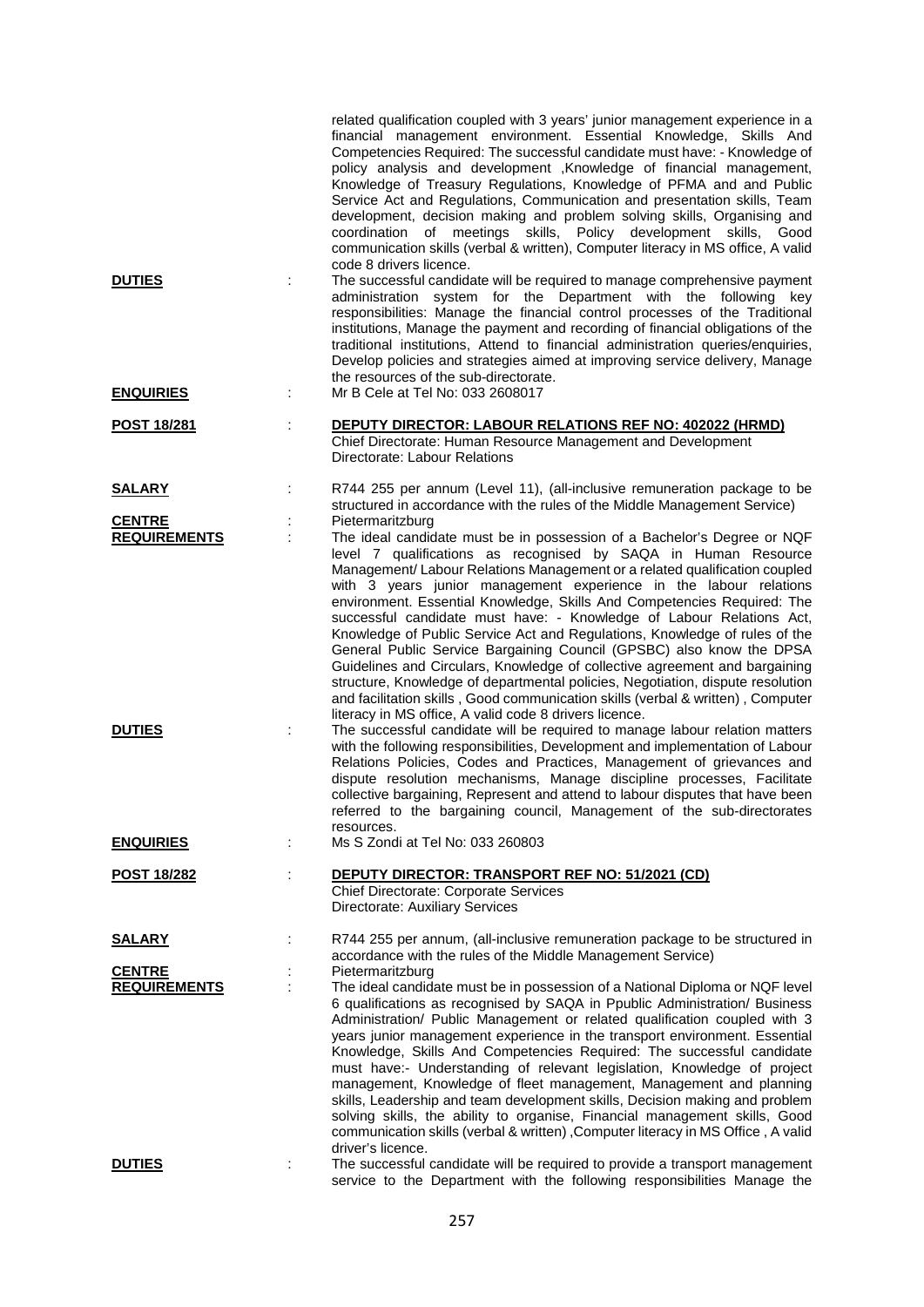related qualification coupled with 3 years' junior management experience in a financial management environment. Essential Knowledge, Skills And Competencies Required: The successful candidate must have: - Knowledge of policy analysis and development ,Knowledge of financial management, Knowledge of Treasury Regulations, Knowledge of PFMA and and Public Service Act and Regulations, Communication and presentation skills, Team development, decision making and problem solving skills, Organising and coordination of meetings skills, Policy development skills, Good communication skills (verbal & written), Computer literacy in MS office, A valid code 8 drivers licence.

**DUTIES** : The successful candidate will be required to manage comprehensive payment administration system for the Department with the following key responsibilities: Manage the financial control processes of the Traditional institutions, Manage the payment and recording of financial obligations of the traditional institutions, Attend to financial administration queries/enquiries, Develop policies and strategies aimed at improving service delivery, Manage the resources of the sub-directorate.

**ENQUIRIES** : Mr B Cele at Tel No: 033 2608017

**POST 18/281** : **DEPUTY DIRECTOR: LABOUR RELATIONS REF NO: 402022 (HRMD)**
Chief Directorate: Human Resource Management and Development
Directorate: Labour Relations

**SALARY** : R744 255 per annum (Level 11), (all-inclusive remuneration package to be structured in accordance with the rules of the Middle Management Service)

**CENTRE** : Pietermaritzburg

**REQUIREMENTS** : The ideal candidate must be in possession of a Bachelor's Degree or NQF level 7 qualifications as recognised by SAQA in Human Resource Management/ Labour Relations Management or a related qualification coupled with 3 years junior management experience in the labour relations environment. Essential Knowledge, Skills And Competencies Required: The successful candidate must have: - Knowledge of Labour Relations Act, Knowledge of Public Service Act and Regulations, Knowledge of rules of the General Public Service Bargaining Council (GPSBC) also know the DPSA Guidelines and Circulars, Knowledge of collective agreement and bargaining structure, Knowledge of departmental policies, Negotiation, dispute resolution and facilitation skills , Good communication skills (verbal & written) , Computer literacy in MS office, A valid code 8 drivers licence.

**DUTIES** : The successful candidate will be required to manage labour relation matters with the following responsibilities, Development and implementation of Labour Relations Policies, Codes and Practices, Management of grievances and dispute resolution mechanisms, Manage discipline processes, Facilitate collective bargaining, Represent and attend to labour disputes that have been referred to the bargaining council, Management of the sub-directorates resources.

**ENQUIRIES** : Ms S Zondi at Tel No: 033 260803

**POST 18/282** : **DEPUTY DIRECTOR: TRANSPORT REF NO: 51/2021 (CD)**
Chief Directorate: Corporate Services
Directorate: Auxiliary Services

**SALARY** : R744 255 per annum, (all-inclusive remuneration package to be structured in accordance with the rules of the Middle Management Service)

**CENTRE** : Pietermaritzburg

**REQUIREMENTS** : The ideal candidate must be in possession of a National Diploma or NQF level 6 qualifications as recognised by SAQA in Ppublic Administration/ Business Administration/ Public Management or related qualification coupled with 3 years junior management experience in the transport environment. Essential Knowledge, Skills And Competencies Required: The successful candidate must have:- Understanding of relevant legislation, Knowledge of project management, Knowledge of fleet management, Management and planning skills, Leadership and team development skills, Decision making and problem solving skills, the ability to organise, Financial management skills, Good communication skills (verbal & written) ,Computer literacy in MS Office , A valid driver's licence.

**DUTIES** : The successful candidate will be required to provide a transport management service to the Department with the following responsibilities Manage the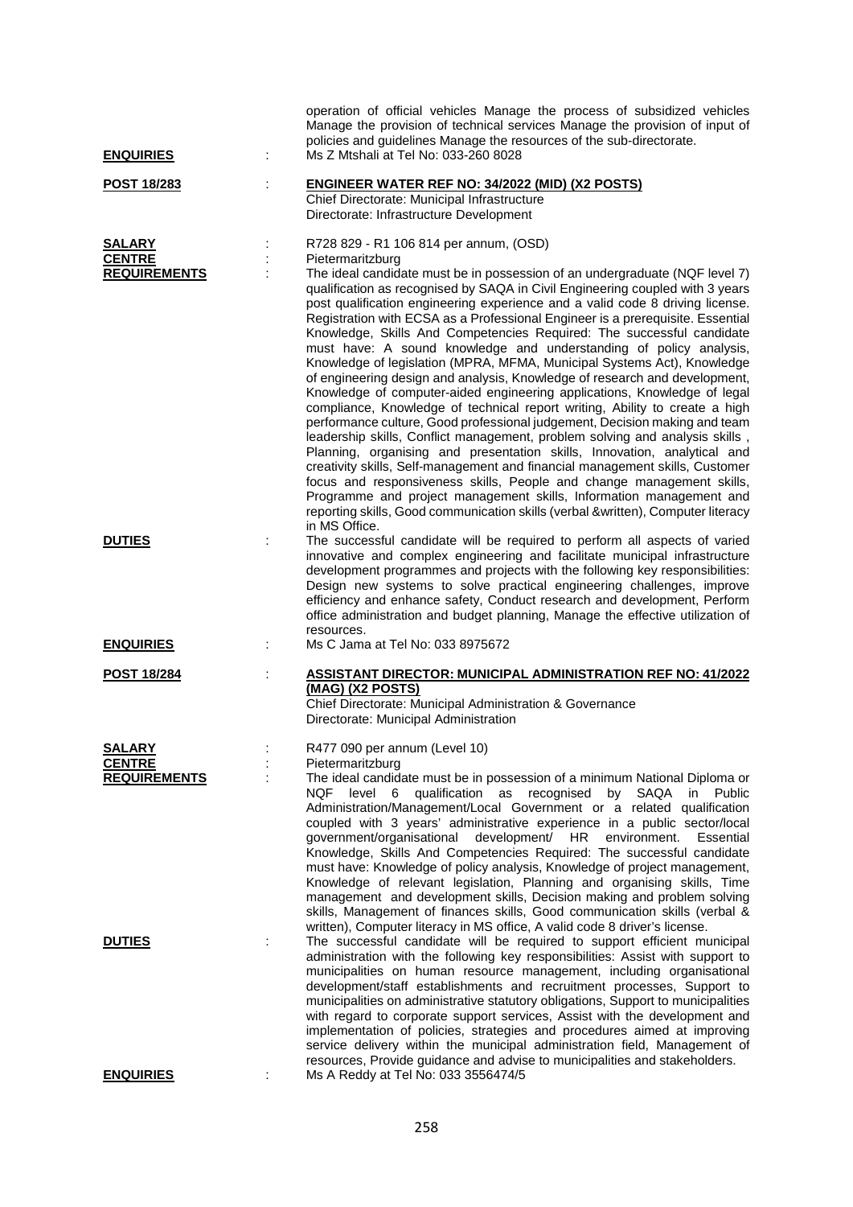operation of official vehicles Manage the process of subsidized vehicles Manage the provision of technical services Manage the provision of input of policies and guidelines Manage the resources of the sub-directorate.

**ENQUIRIES** : Ms Z Mtshali at Tel No: 033-260 8028

**POST 18/283** : **ENGINEER WATER REF NO: 34/2022 (MID) (X2 POSTS)**
Chief Directorate: Municipal Infrastructure
Directorate: Infrastructure Development

**SALARY** : R728 829 - R1 106 814 per annum, (OSD)

**CENTRE** : Pietermaritzburg

**REQUIREMENTS** : The ideal candidate must be in possession of an undergraduate (NQF level 7) qualification as recognised by SAQA in Civil Engineering coupled with 3 years post qualification engineering experience and a valid code 8 driving license. Registration with ECSA as a Professional Engineer is a prerequisite. Essential Knowledge, Skills And Competencies Required: The successful candidate must have: A sound knowledge and understanding of policy analysis, Knowledge of legislation (MPRA, MFMA, Municipal Systems Act), Knowledge of engineering design and analysis, Knowledge of research and development, Knowledge of computer-aided engineering applications, Knowledge of legal compliance, Knowledge of technical report writing, Ability to create a high performance culture, Good professional judgement, Decision making and team leadership skills, Conflict management, problem solving and analysis skills , Planning, organising and presentation skills, Innovation, analytical and creativity skills, Self-management and financial management skills, Customer focus and responsiveness skills, People and change management skills, Programme and project management skills, Information management and reporting skills, Good communication skills (verbal &written), Computer literacy in MS Office.

**DUTIES** : The successful candidate will be required to perform all aspects of varied innovative and complex engineering and facilitate municipal infrastructure development programmes and projects with the following key responsibilities: Design new systems to solve practical engineering challenges, improve efficiency and enhance safety, Conduct research and development, Perform office administration and budget planning, Manage the effective utilization of resources.

**ENQUIRIES** : Ms C Jama at Tel No: 033 8975672

**POST 18/284** : **ASSISTANT DIRECTOR: MUNICIPAL ADMINISTRATION REF NO: 41/2022 (MAG) (X2 POSTS)**
Chief Directorate: Municipal Administration & Governance
Directorate: Municipal Administration

**SALARY** : R477 090 per annum (Level 10)

**CENTRE** : Pietermaritzburg

**REQUIREMENTS** : The ideal candidate must be in possession of a minimum National Diploma or NQF level 6 qualification as recognised by SAQA in Public Administration/Management/Local Government or a related qualification coupled with 3 years' administrative experience in a public sector/local government/organisational development/ HR environment. Essential Knowledge, Skills And Competencies Required: The successful candidate must have: Knowledge of policy analysis, Knowledge of project management, Knowledge of relevant legislation, Planning and organising skills, Time management and development skills, Decision making and problem solving skills, Management of finances skills, Good communication skills (verbal & written), Computer literacy in MS office, A valid code 8 driver's license.

**DUTIES** : The successful candidate will be required to support efficient municipal administration with the following key responsibilities: Assist with support to municipalities on human resource management, including organisational development/staff establishments and recruitment processes, Support to municipalities on administrative statutory obligations, Support to municipalities with regard to corporate support services, Assist with the development and implementation of policies, strategies and procedures aimed at improving service delivery within the municipal administration field, Management of resources, Provide guidance and advise to municipalities and stakeholders.

**ENQUIRIES** : Ms A Reddy at Tel No: 033 3556474/5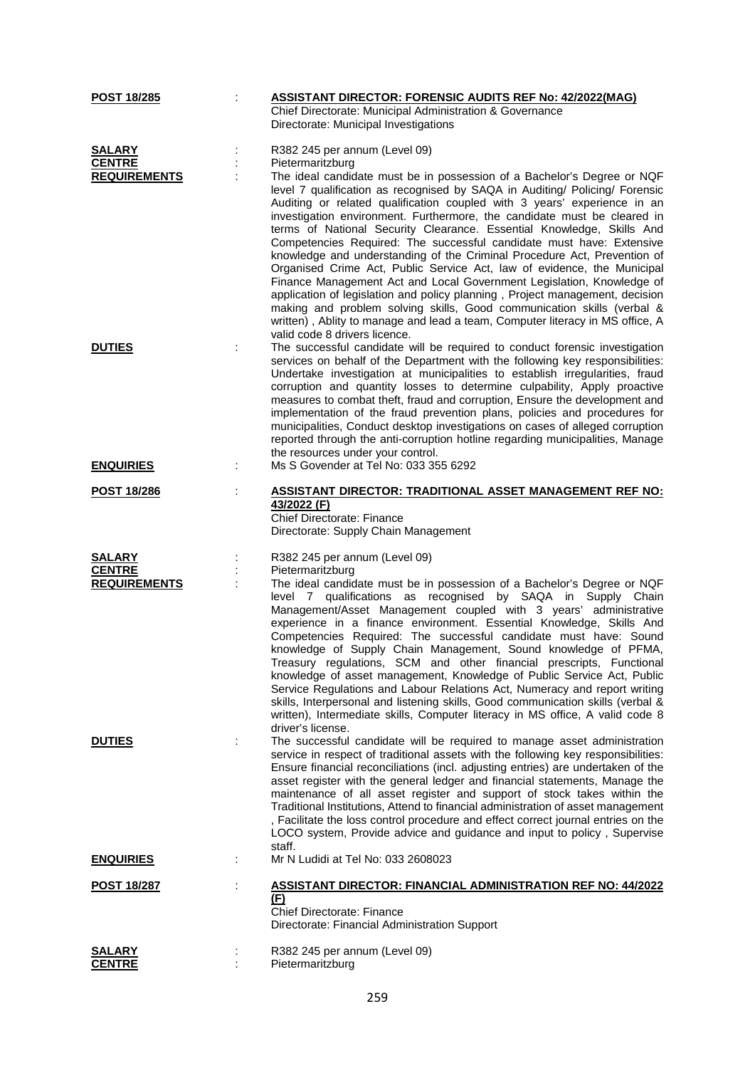**POST 18/285** : **ASSISTANT DIRECTOR: FORENSIC AUDITS REF No: 42/2022(MAG)**
Chief Directorate: Municipal Administration & Governance
Directorate: Municipal Investigations

**SALARY** : R382 245 per annum (Level 09)
**CENTRE** : Pietermaritzburg
**REQUIREMENTS** : The ideal candidate must be in possession of a Bachelor's Degree or NQF level 7 qualification as recognised by SAQA in Auditing/ Policing/ Forensic Auditing or related qualification coupled with 3 years' experience in an investigation environment. Furthermore, the candidate must be cleared in terms of National Security Clearance. Essential Knowledge, Skills And Competencies Required: The successful candidate must have: Extensive knowledge and understanding of the Criminal Procedure Act, Prevention of Organised Crime Act, Public Service Act, law of evidence, the Municipal Finance Management Act and Local Government Legislation, Knowledge of application of legislation and policy planning , Project management, decision making and problem solving skills, Good communication skills (verbal & written) , Ablity to manage and lead a team, Computer literacy in MS office, A valid code 8 drivers licence.
**DUTIES** : The successful candidate will be required to conduct forensic investigation services on behalf of the Department with the following key responsibilities: Undertake investigation at municipalities to establish irregularities, fraud corruption and quantity losses to determine culpability, Apply proactive measures to combat theft, fraud and corruption, Ensure the development and implementation of the fraud prevention plans, policies and procedures for municipalities, Conduct desktop investigations on cases of alleged corruption reported through the anti-corruption hotline regarding municipalities, Manage the resources under your control.
**ENQUIRIES** : Ms S Govender at Tel No: 033 355 6292

**POST 18/286** : **ASSISTANT DIRECTOR: TRADITIONAL ASSET MANAGEMENT REF NO: 43/2022 (F)**
Chief Directorate: Finance
Directorate: Supply Chain Management

**SALARY** : R382 245 per annum (Level 09)
**CENTRE** : Pietermaritzburg
**REQUIREMENTS** : The ideal candidate must be in possession of a Bachelor's Degree or NQF level 7 qualifications as recognised by SAQA in Supply Chain Management/Asset Management coupled with 3 years' administrative experience in a finance environment. Essential Knowledge, Skills And Competencies Required: The successful candidate must have: Sound knowledge of Supply Chain Management, Sound knowledge of PFMA, Treasury regulations, SCM and other financial prescripts, Functional knowledge of asset management, Knowledge of Public Service Act, Public Service Regulations and Labour Relations Act, Numeracy and report writing skills, Interpersonal and listening skills, Good communication skills (verbal & written), Intermediate skills, Computer literacy in MS office, A valid code 8 driver's license.
**DUTIES** : The successful candidate will be required to manage asset administration service in respect of traditional assets with the following key responsibilities: Ensure financial reconciliations (incl. adjusting entries) are undertaken of the asset register with the general ledger and financial statements, Manage the maintenance of all asset register and support of stock takes within the Traditional Institutions, Attend to financial administration of asset management , Facilitate the loss control procedure and effect correct journal entries on the LOCO system, Provide advice and guidance and input to policy , Supervise staff.
**ENQUIRIES** : Mr N Ludidi at Tel No: 033 2608023

**POST 18/287** : **ASSISTANT DIRECTOR: FINANCIAL ADMINISTRATION REF NO: 44/2022 (F)**
Chief Directorate: Finance
Directorate: Financial Administration Support

**SALARY** : R382 245 per annum (Level 09)
**CENTRE** : Pietermaritzburg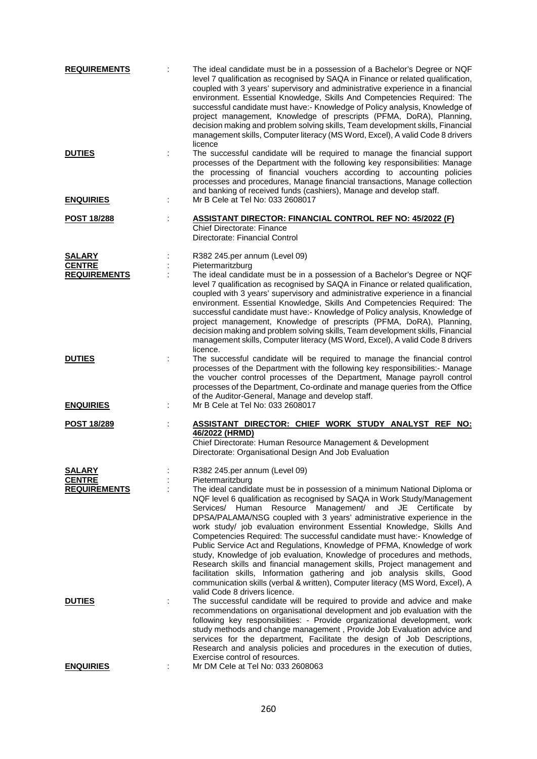**REQUIREMENTS** : The ideal candidate must be in a possession of a Bachelor's Degree or NQF level 7 qualification as recognised by SAQA in Finance or related qualification, coupled with 3 years' supervisory and administrative experience in a financial environment. Essential Knowledge, Skills And Competencies Required: The successful candidate must have:- Knowledge of Policy analysis, Knowledge of project management, Knowledge of prescripts (PFMA, DoRA), Planning, decision making and problem solving skills, Team development skills, Financial management skills, Computer literacy (MS Word, Excel), A valid Code 8 drivers licence

**DUTIES** : The successful candidate will be required to manage the financial support processes of the Department with the following key responsibilities: Manage the processing of financial vouchers according to accounting policies processes and procedures, Manage financial transactions, Manage collection and banking of received funds (cashiers), Manage and develop staff.

**ENQUIRIES** : Mr B Cele at Tel No: 033 2608017

**POST 18/288** : **ASSISTANT DIRECTOR: FINANCIAL CONTROL REF NO: 45/2022 (F)**
Chief Directorate: Finance
Directorate: Financial Control

**SALARY** : R382 245.per annum (Level 09)

**CENTRE** : Pietermaritzburg

**REQUIREMENTS** : The ideal candidate must be in a possession of a Bachelor's Degree or NQF level 7 qualification as recognised by SAQA in Finance or related qualification, coupled with 3 years' supervisory and administrative experience in a financial environment. Essential Knowledge, Skills And Competencies Required: The successful candidate must have:- Knowledge of Policy analysis, Knowledge of project management, Knowledge of prescripts (PFMA, DoRA), Planning, decision making and problem solving skills, Team development skills, Financial management skills, Computer literacy (MS Word, Excel), A valid Code 8 drivers licence.

**DUTIES** : The successful candidate will be required to manage the financial control processes of the Department with the following key responsibilities:- Manage the voucher control processes of the Department, Manage payroll control processes of the Department, Co-ordinate and manage queries from the Office of the Auditor-General, Manage and develop staff.

**ENQUIRIES** : Mr B Cele at Tel No: 033 2608017

**POST 18/289** : **ASSISTANT DIRECTOR: CHIEF WORK STUDY ANALYST REF NO: 46/2022 (HRMD)**
Chief Directorate: Human Resource Management & Development
Directorate: Organisational Design And Job Evaluation

**SALARY** : R382 245.per annum (Level 09)

**CENTRE** : Pietermaritzburg

**REQUIREMENTS** : The ideal candidate must be in possession of a minimum National Diploma or NQF level 6 qualification as recognised by SAQA in Work Study/Management Services/ Human Resource Management/ and JE Certificate by DPSA/PALAMA/NSG coupled with 3 years' administrative experience in the work study/ job evaluation environment Essential Knowledge, Skills And Competencies Required: The successful candidate must have:- Knowledge of Public Service Act and Regulations, Knowledge of PFMA, Knowledge of work study, Knowledge of job evaluation, Knowledge of procedures and methods, Research skills and financial management skills, Project management and facilitation skills, Information gathering and job analysis skills, Good communication skills (verbal & written), Computer literacy (MS Word, Excel), A valid Code 8 drivers licence.

**DUTIES** : The successful candidate will be required to provide and advice and make recommendations on organisational development and job evaluation with the following key responsibilities: - Provide organizational development, work study methods and change management , Provide Job Evaluation advice and services for the department, Facilitate the design of Job Descriptions, Research and analysis policies and procedures in the execution of duties, Exercise control of resources.

**ENQUIRIES** : Mr DM Cele at Tel No: 033 2608063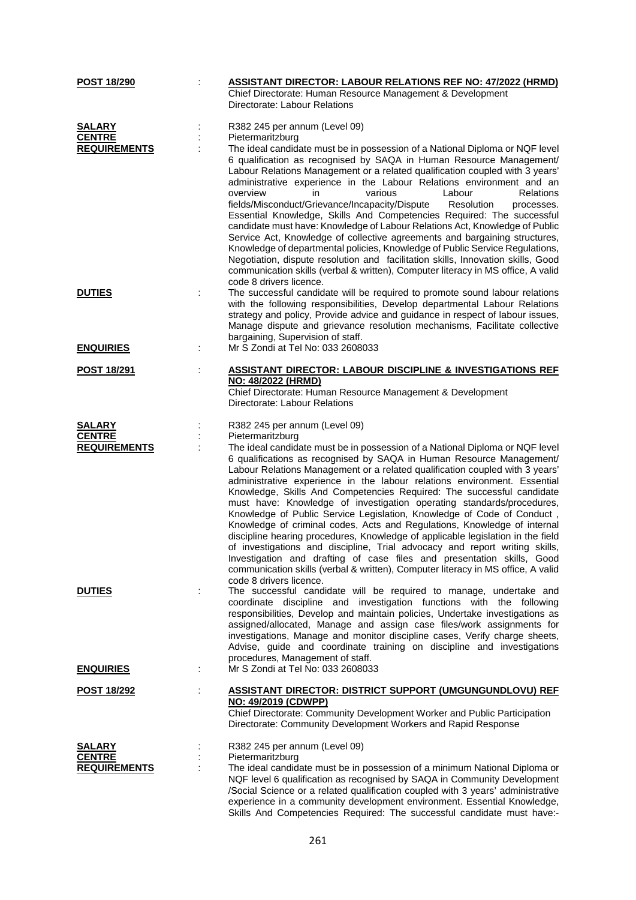**POST 18/290** : **ASSISTANT DIRECTOR: LABOUR RELATIONS REF NO: 47/2022 (HRMD)**
Chief Directorate: Human Resource Management & Development
Directorate: Labour Relations

**SALARY** : R382 245 per annum (Level 09)

**CENTRE** : Pietermaritzburg

**REQUIREMENTS** : The ideal candidate must be in possession of a National Diploma or NQF level 6 qualification as recognised by SAQA in Human Resource Management/ Labour Relations Management or a related qualification coupled with 3 years' administrative experience in the Labour Relations environment and an overview in various Labour Relations fields/Misconduct/Grievance/Incapacity/Dispute Resolution processes. Essential Knowledge, Skills And Competencies Required: The successful candidate must have: Knowledge of Labour Relations Act, Knowledge of Public Service Act, Knowledge of collective agreements and bargaining structures, Knowledge of departmental policies, Knowledge of Public Service Regulations, Negotiation, dispute resolution and facilitation skills, Innovation skills, Good communication skills (verbal & written), Computer literacy in MS office, A valid code 8 drivers licence.

**DUTIES** : The successful candidate will be required to promote sound labour relations with the following responsibilities, Develop departmental Labour Relations strategy and policy, Provide advice and guidance in respect of labour issues, Manage dispute and grievance resolution mechanisms, Facilitate collective bargaining, Supervision of staff.

**ENQUIRIES** : Mr S Zondi at Tel No: 033 2608033

**POST 18/291** : **ASSISTANT DIRECTOR: LABOUR DISCIPLINE & INVESTIGATIONS REF NO: 48/2022 (HRMD)**
Chief Directorate: Human Resource Management & Development
Directorate: Labour Relations

**SALARY** : R382 245 per annum (Level 09)

**CENTRE** : Pietermaritzburg

**REQUIREMENTS** : The ideal candidate must be in possession of a National Diploma or NQF level 6 qualifications as recognised by SAQA in Human Resource Management/ Labour Relations Management or a related qualification coupled with 3 years' administrative experience in the labour relations environment. Essential Knowledge, Skills And Competencies Required: The successful candidate must have: Knowledge of investigation operating standards/procedures, Knowledge of Public Service Legislation, Knowledge of Code of Conduct , Knowledge of criminal codes, Acts and Regulations, Knowledge of internal discipline hearing procedures, Knowledge of applicable legislation in the field of investigations and discipline, Trial advocacy and report writing skills, Investigation and drafting of case files and presentation skills, Good communication skills (verbal & written), Computer literacy in MS office, A valid code 8 drivers licence.

**DUTIES** : The successful candidate will be required to manage, undertake and coordinate discipline and investigation functions with the following responsibilities, Develop and maintain policies, Undertake investigations as assigned/allocated, Manage and assign case files/work assignments for investigations, Manage and monitor discipline cases, Verify charge sheets, Advise, guide and coordinate training on discipline and investigations procedures, Management of staff.

**ENQUIRIES** : Mr S Zondi at Tel No: 033 2608033

**POST 18/292** : **ASSISTANT DIRECTOR: DISTRICT SUPPORT (UMGUNGUNDLOVU) REF NO: 49/2019 (CDWPP)**
Chief Directorate: Community Development Worker and Public Participation
Directorate: Community Development Workers and Rapid Response

**SALARY** : R382 245 per annum (Level 09)

**CENTRE** : Pietermaritzburg

**REQUIREMENTS** : The ideal candidate must be in possession of a minimum National Diploma or NQF level 6 qualification as recognised by SAQA in Community Development /Social Science or a related qualification coupled with 3 years' administrative experience in a community development environment. Essential Knowledge, Skills And Competencies Required: The successful candidate must have:-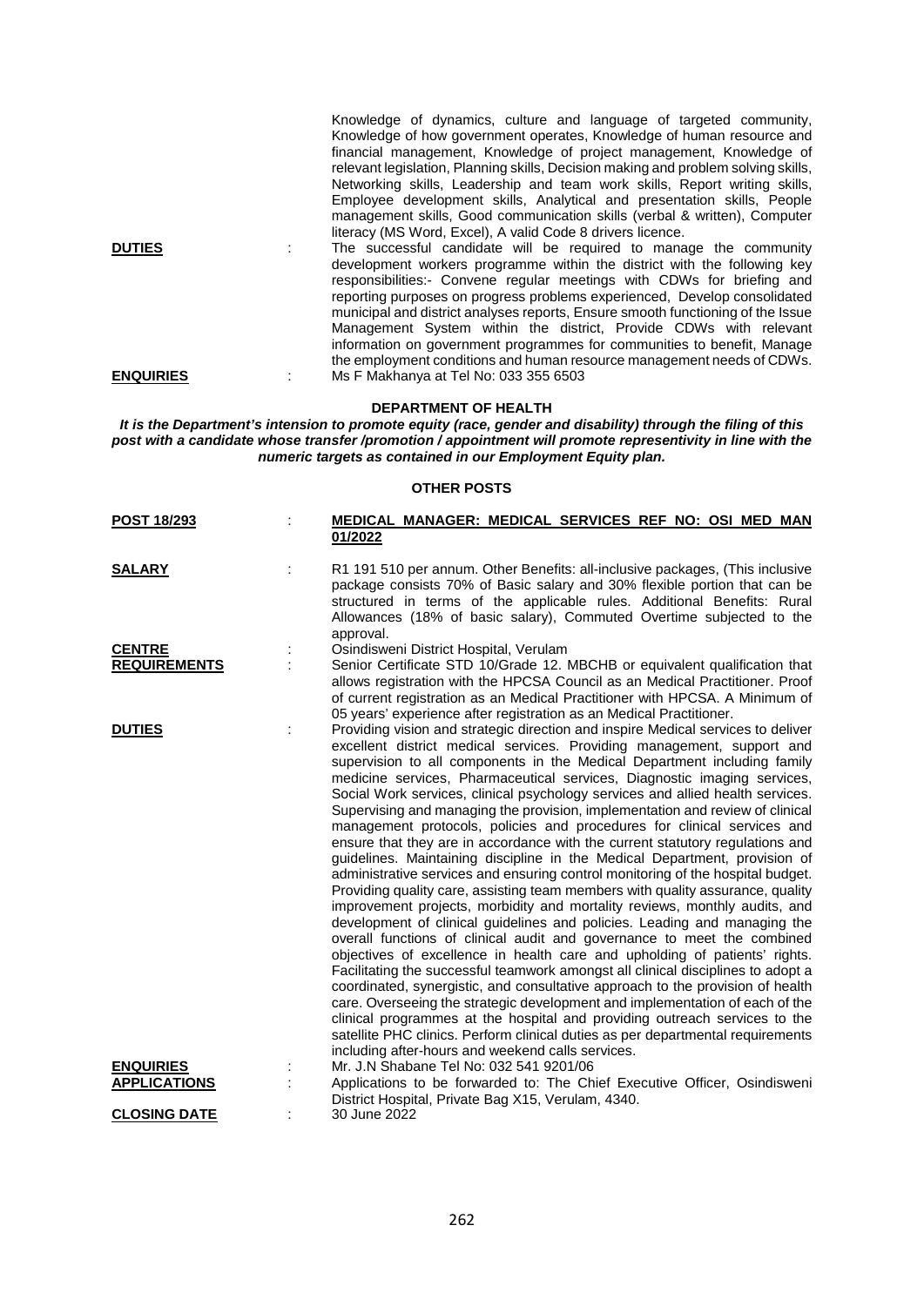Knowledge of dynamics, culture and language of targeted community, Knowledge of how government operates, Knowledge of human resource and financial management, Knowledge of project management, Knowledge of relevant legislation, Planning skills, Decision making and problem solving skills, Networking skills, Leadership and team work skills, Report writing skills, Employee development skills, Analytical and presentation skills, People management skills, Good communication skills (verbal & written), Computer literacy (MS Word, Excel), A valid Code 8 drivers licence.

**DUTIES** : The successful candidate will be required to manage the community development workers programme within the district with the following key responsibilities:- Convene regular meetings with CDWs for briefing and reporting purposes on progress problems experienced, Develop consolidated municipal and district analyses reports, Ensure smooth functioning of the Issue Management System within the district, Provide CDWs with relevant information on government programmes for communities to benefit, Manage the employment conditions and human resource management needs of CDWs.

**ENQUIRIES** : Ms F Makhanya at Tel No: 033 355 6503

## DEPARTMENT OF HEALTH

***It is the Department's intension to promote equity (race, gender and disability) through the filing of this post with a candidate whose transfer /promotion / appointment will promote representivity in line with the numeric targets as contained in our Employment Equity plan.***

### OTHER POSTS

**POST 18/293** : **MEDICAL MANAGER: MEDICAL SERVICES REF NO: OSI MED MAN 01/2022**

**SALARY** : R1 191 510 per annum. Other Benefits: all-inclusive packages, (This inclusive package consists 70% of Basic salary and 30% flexible portion that can be structured in terms of the applicable rules. Additional Benefits: Rural Allowances (18% of basic salary), Commuted Overtime subjected to the approval.

**CENTRE** : Osindisweni District Hospital, Verulam

**REQUIREMENTS** : Senior Certificate STD 10/Grade 12. MBCHB or equivalent qualification that allows registration with the HPCSA Council as an Medical Practitioner. Proof of current registration as an Medical Practitioner with HPCSA. A Minimum of 05 years' experience after registration as an Medical Practitioner.

**DUTIES** : Providing vision and strategic direction and inspire Medical services to deliver excellent district medical services. Providing management, support and supervision to all components in the Medical Department including family medicine services, Pharmaceutical services, Diagnostic imaging services, Social Work services, clinical psychology services and allied health services. Supervising and managing the provision, implementation and review of clinical management protocols, policies and procedures for clinical services and ensure that they are in accordance with the current statutory regulations and guidelines. Maintaining discipline in the Medical Department, provision of administrative services and ensuring control monitoring of the hospital budget. Providing quality care, assisting team members with quality assurance, quality improvement projects, morbidity and mortality reviews, monthly audits, and development of clinical guidelines and policies. Leading and managing the overall functions of clinical audit and governance to meet the combined objectives of excellence in health care and upholding of patients' rights. Facilitating the successful teamwork amongst all clinical disciplines to adopt a coordinated, synergistic, and consultative approach to the provision of health care. Overseeing the strategic development and implementation of each of the clinical programmes at the hospital and providing outreach services to the satellite PHC clinics. Perform clinical duties as per departmental requirements including after-hours and weekend calls services.

**ENQUIRIES** : Mr. J.N Shabane Tel No: 032 541 9201/06

**APPLICATIONS** : Applications to be forwarded to: The Chief Executive Officer, Osindisweni District Hospital, Private Bag X15, Verulam, 4340.

**CLOSING DATE** : 30 June 2022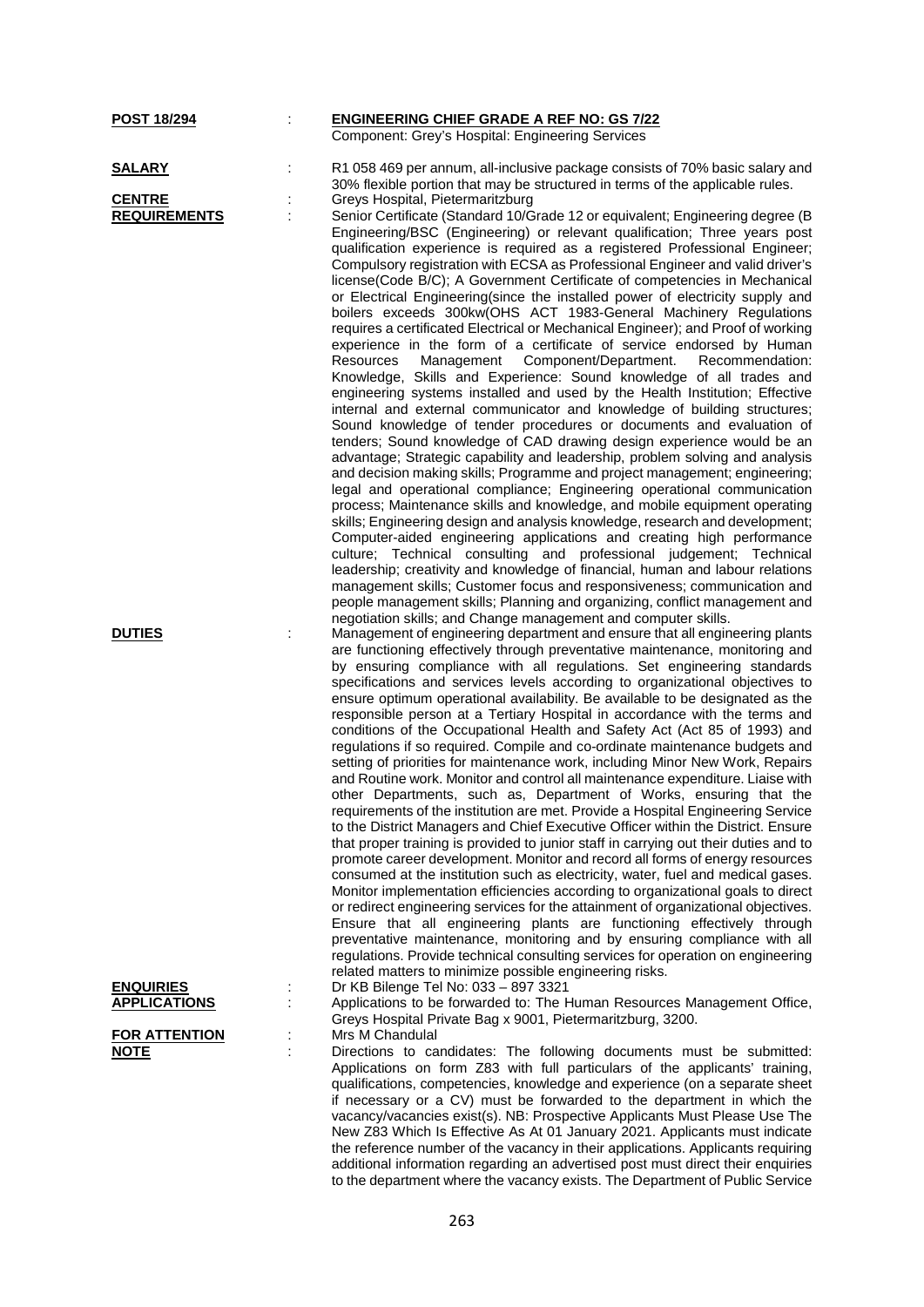**POST 18/294** : **ENGINEERING CHIEF GRADE A REF NO: GS 7/22**
Component: Grey's Hospital: Engineering Services

**SALARY** : R1 058 469 per annum, all-inclusive package consists of 70% basic salary and 30% flexible portion that may be structured in terms of the applicable rules.

**CENTRE** : Greys Hospital, Pietermaritzburg

**REQUIREMENTS** : Senior Certificate (Standard 10/Grade 12 or equivalent; Engineering degree (B Engineering/BSC (Engineering) or relevant qualification; Three years post qualification experience is required as a registered Professional Engineer; Compulsory registration with ECSA as Professional Engineer and valid driver's license(Code B/C); A Government Certificate of competencies in Mechanical or Electrical Engineering(since the installed power of electricity supply and boilers exceeds 300kw(OHS ACT 1983-General Machinery Regulations requires a certificated Electrical or Mechanical Engineer); and Proof of working experience in the form of a certificate of service endorsed by Human Resources Management Component/Department. Recommendation: Knowledge, Skills and Experience: Sound knowledge of all trades and engineering systems installed and used by the Health Institution; Effective internal and external communicator and knowledge of building structures; Sound knowledge of tender procedures or documents and evaluation of tenders; Sound knowledge of CAD drawing design experience would be an advantage; Strategic capability and leadership, problem solving and analysis and decision making skills; Programme and project management; engineering; legal and operational compliance; Engineering operational communication process; Maintenance skills and knowledge, and mobile equipment operating skills; Engineering design and analysis knowledge, research and development; Computer-aided engineering applications and creating high performance culture; Technical consulting and professional judgement; Technical leadership; creativity and knowledge of financial, human and labour relations management skills; Customer focus and responsiveness; communication and people management skills; Planning and organizing, conflict management and negotiation skills; and Change management and computer skills.

**DUTIES** : Management of engineering department and ensure that all engineering plants are functioning effectively through preventative maintenance, monitoring and by ensuring compliance with all regulations. Set engineering standards specifications and services levels according to organizational objectives to ensure optimum operational availability. Be available to be designated as the responsible person at a Tertiary Hospital in accordance with the terms and conditions of the Occupational Health and Safety Act (Act 85 of 1993) and regulations if so required. Compile and co-ordinate maintenance budgets and setting of priorities for maintenance work, including Minor New Work, Repairs and Routine work. Monitor and control all maintenance expenditure. Liaise with other Departments, such as, Department of Works, ensuring that the requirements of the institution are met. Provide a Hospital Engineering Service to the District Managers and Chief Executive Officer within the District. Ensure that proper training is provided to junior staff in carrying out their duties and to promote career development. Monitor and record all forms of energy resources consumed at the institution such as electricity, water, fuel and medical gases. Monitor implementation efficiencies according to organizational goals to direct or redirect engineering services for the attainment of organizational objectives. Ensure that all engineering plants are functioning effectively through preventative maintenance, monitoring and by ensuring compliance with all regulations. Provide technical consulting services for operation on engineering related matters to minimize possible engineering risks.

**ENQUIRIES** : Dr KB Bilenge Tel No: 033 – 897 3321

**APPLICATIONS** : Applications to be forwarded to: The Human Resources Management Office, Greys Hospital Private Bag x 9001, Pietermaritzburg, 3200.

**FOR ATTENTION** : Mrs M Chandulal

**NOTE** : Directions to candidates: The following documents must be submitted: Applications on form Z83 with full particulars of the applicants' training, qualifications, competencies, knowledge and experience (on a separate sheet if necessary or a CV) must be forwarded to the department in which the vacancy/vacancies exist(s). NB: Prospective Applicants Must Please Use The New Z83 Which Is Effective As At 01 January 2021. Applicants must indicate the reference number of the vacancy in their applications. Applicants requiring additional information regarding an advertised post must direct their enquiries to the department where the vacancy exists. The Department of Public Service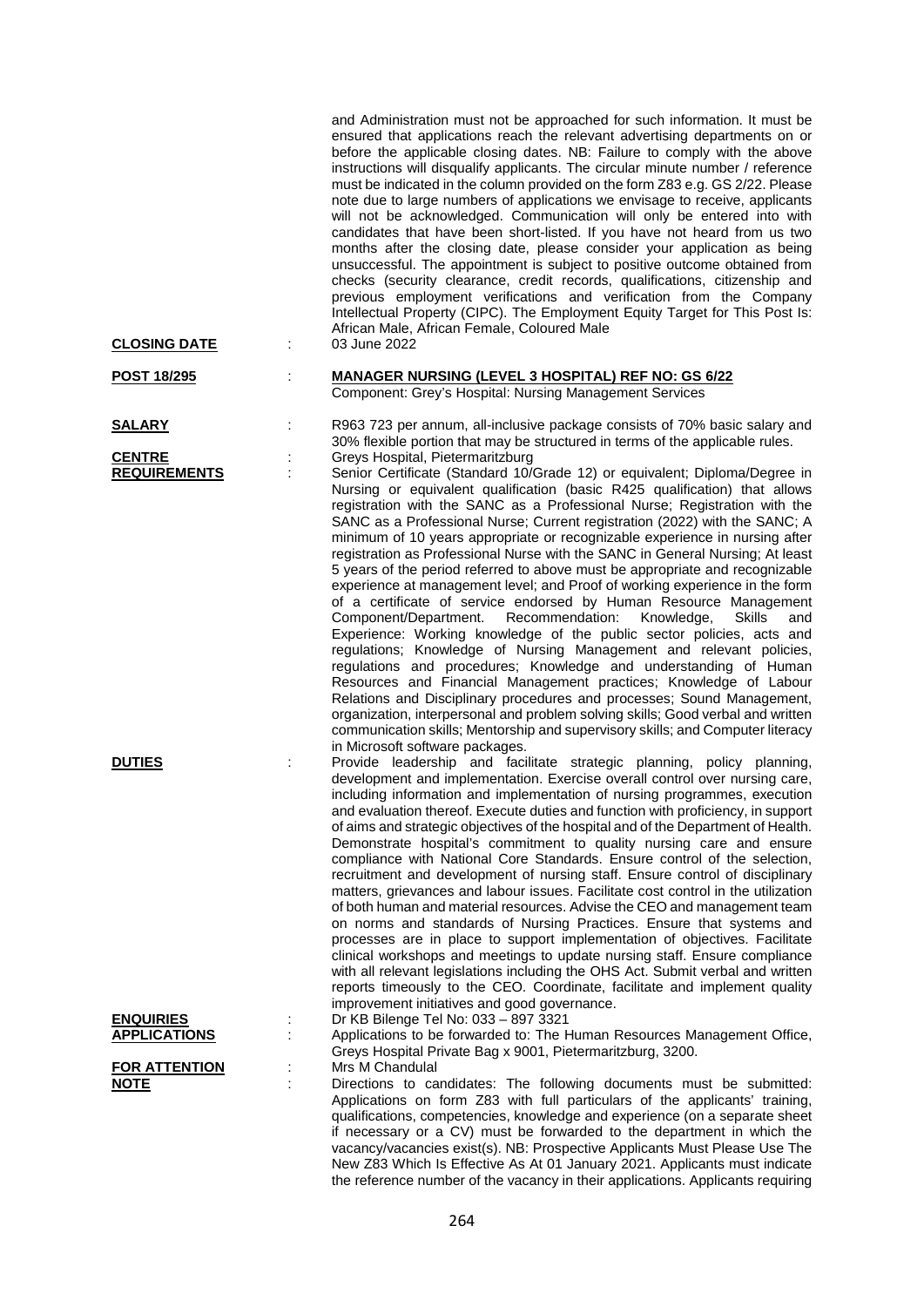and Administration must not be approached for such information. It must be ensured that applications reach the relevant advertising departments on or before the applicable closing dates. NB: Failure to comply with the above instructions will disqualify applicants. The circular minute number / reference must be indicated in the column provided on the form Z83 e.g. GS 2/22. Please note due to large numbers of applications we envisage to receive, applicants will not be acknowledged. Communication will only be entered into with candidates that have been short-listed. If you have not heard from us two months after the closing date, please consider your application as being unsuccessful. The appointment is subject to positive outcome obtained from checks (security clearance, credit records, qualifications, citizenship and previous employment verifications and verification from the Company Intellectual Property (CIPC). The Employment Equity Target for This Post Is: African Male, African Female, Coloured Male

**CLOSING DATE** : 03 June 2022

**POST 18/295** : **MANAGER NURSING (LEVEL 3 HOSPITAL) REF NO: GS 6/22**
Component: Grey's Hospital: Nursing Management Services

**SALARY** : R963 723 per annum, all-inclusive package consists of 70% basic salary and 30% flexible portion that may be structured in terms of the applicable rules.

**CENTRE** : Greys Hospital, Pietermaritzburg

**REQUIREMENTS** : Senior Certificate (Standard 10/Grade 12) or equivalent; Diploma/Degree in Nursing or equivalent qualification (basic R425 qualification) that allows registration with the SANC as a Professional Nurse; Registration with the SANC as a Professional Nurse; Current registration (2022) with the SANC; A minimum of 10 years appropriate or recognizable experience in nursing after registration as Professional Nurse with the SANC in General Nursing; At least 5 years of the period referred to above must be appropriate and recognizable experience at management level; and Proof of working experience in the form of a certificate of service endorsed by Human Resource Management Component/Department. Recommendation: Knowledge, Skills and Experience: Working knowledge of the public sector policies, acts and regulations; Knowledge of Nursing Management and relevant policies, regulations and procedures; Knowledge and understanding of Human Resources and Financial Management practices; Knowledge of Labour Relations and Disciplinary procedures and processes; Sound Management, organization, interpersonal and problem solving skills; Good verbal and written communication skills; Mentorship and supervisory skills; and Computer literacy in Microsoft software packages.

**DUTIES** : Provide leadership and facilitate strategic planning, policy planning, development and implementation. Exercise overall control over nursing care, including information and implementation of nursing programmes, execution and evaluation thereof. Execute duties and function with proficiency, in support of aims and strategic objectives of the hospital and of the Department of Health. Demonstrate hospital's commitment to quality nursing care and ensure compliance with National Core Standards. Ensure control of the selection, recruitment and development of nursing staff. Ensure control of disciplinary matters, grievances and labour issues. Facilitate cost control in the utilization of both human and material resources. Advise the CEO and management team on norms and standards of Nursing Practices. Ensure that systems and processes are in place to support implementation of objectives. Facilitate clinical workshops and meetings to update nursing staff. Ensure compliance with all relevant legislations including the OHS Act. Submit verbal and written reports timeously to the CEO. Coordinate, facilitate and implement quality improvement initiatives and good governance.

**ENQUIRIES** : Dr KB Bilenge Tel No: 033 – 897 3321

**APPLICATIONS** : Applications to be forwarded to: The Human Resources Management Office, Greys Hospital Private Bag x 9001, Pietermaritzburg, 3200.

**FOR ATTENTION** : Mrs M Chandulal

**NOTE** : Directions to candidates: The following documents must be submitted: Applications on form Z83 with full particulars of the applicants' training, qualifications, competencies, knowledge and experience (on a separate sheet if necessary or a CV) must be forwarded to the department in which the vacancy/vacancies exist(s). NB: Prospective Applicants Must Please Use The New Z83 Which Is Effective As At 01 January 2021. Applicants must indicate the reference number of the vacancy in their applications. Applicants requiring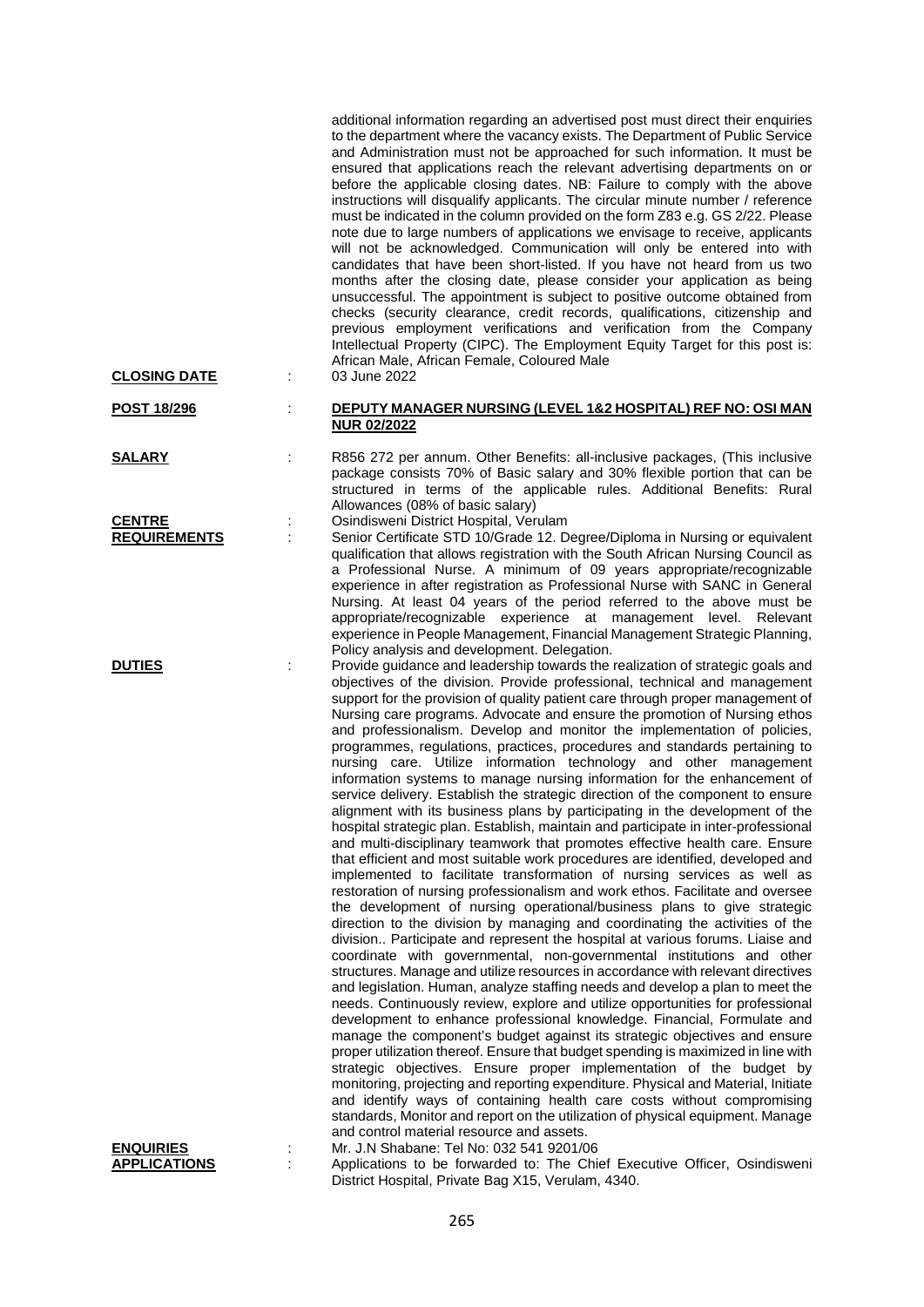additional information regarding an advertised post must direct their enquiries to the department where the vacancy exists. The Department of Public Service and Administration must not be approached for such information. It must be ensured that applications reach the relevant advertising departments on or before the applicable closing dates. NB: Failure to comply with the above instructions will disqualify applicants. The circular minute number / reference must be indicated in the column provided on the form Z83 e.g. GS 2/22. Please note due to large numbers of applications we envisage to receive, applicants will not be acknowledged. Communication will only be entered into with candidates that have been short-listed. If you have not heard from us two months after the closing date, please consider your application as being unsuccessful. The appointment is subject to positive outcome obtained from checks (security clearance, credit records, qualifications, citizenship and previous employment verifications and verification from the Company Intellectual Property (CIPC). The Employment Equity Target for this post is: African Male, African Female, Coloured Male

**CLOSING DATE** : 03 June 2022

**POST 18/296** : **DEPUTY MANAGER NURSING (LEVEL 1&2 HOSPITAL) REF NO: OSI MAN NUR 02/2022**

**SALARY** : R856 272 per annum. Other Benefits: all-inclusive packages, (This inclusive package consists 70% of Basic salary and 30% flexible portion that can be structured in terms of the applicable rules. Additional Benefits: Rural Allowances (08% of basic salary)

**CENTRE** : Osindisweni District Hospital, Verulam

**REQUIREMENTS** : Senior Certificate STD 10/Grade 12. Degree/Diploma in Nursing or equivalent qualification that allows registration with the South African Nursing Council as a Professional Nurse. A minimum of 09 years appropriate/recognizable experience in after registration as Professional Nurse with SANC in General Nursing. At least 04 years of the period referred to the above must be appropriate/recognizable experience at management level. Relevant experience in People Management, Financial Management Strategic Planning, Policy analysis and development. Delegation.

**DUTIES** : Provide guidance and leadership towards the realization of strategic goals and objectives of the division. Provide professional, technical and management support for the provision of quality patient care through proper management of Nursing care programs. Advocate and ensure the promotion of Nursing ethos and professionalism. Develop and monitor the implementation of policies, programmes, regulations, practices, procedures and standards pertaining to nursing care. Utilize information technology and other management information systems to manage nursing information for the enhancement of service delivery. Establish the strategic direction of the component to ensure alignment with its business plans by participating in the development of the hospital strategic plan. Establish, maintain and participate in inter-professional and multi-disciplinary teamwork that promotes effective health care. Ensure that efficient and most suitable work procedures are identified, developed and implemented to facilitate transformation of nursing services as well as restoration of nursing professionalism and work ethos. Facilitate and oversee the development of nursing operational/business plans to give strategic direction to the division by managing and coordinating the activities of the division.. Participate and represent the hospital at various forums. Liaise and coordinate with governmental, non-governmental institutions and other structures. Manage and utilize resources in accordance with relevant directives and legislation. Human, analyze staffing needs and develop a plan to meet the needs. Continuously review, explore and utilize opportunities for professional development to enhance professional knowledge. Financial, Formulate and manage the component's budget against its strategic objectives and ensure proper utilization thereof. Ensure that budget spending is maximized in line with strategic objectives. Ensure proper implementation of the budget by monitoring, projecting and reporting expenditure. Physical and Material, Initiate and identify ways of containing health care costs without compromising standards, Monitor and report on the utilization of physical equipment. Manage and control material resource and assets.

**ENQUIRIES** : Mr. J.N Shabane: Tel No: 032 541 9201/06

**APPLICATIONS** : Applications to be forwarded to: The Chief Executive Officer, Osindisweni District Hospital, Private Bag X15, Verulam, 4340.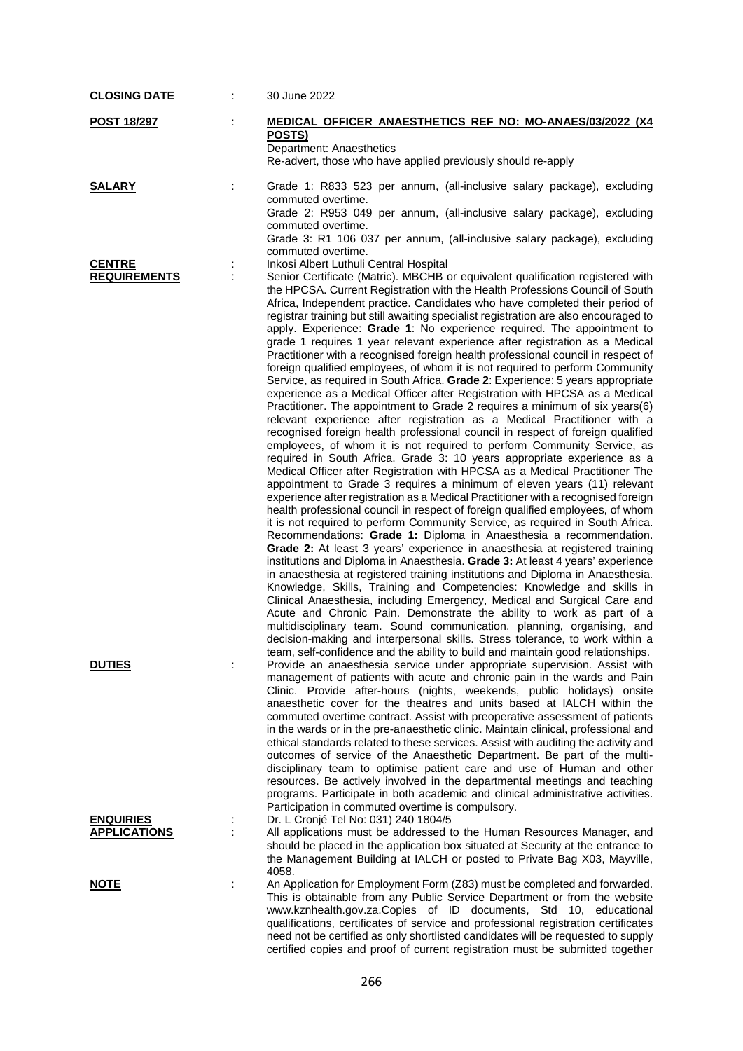**CLOSING DATE** : 30 June 2022

**POST 18/297** : **MEDICAL OFFICER ANAESTHETICS REF NO: MO-ANAES/03/2022 (X4 POSTS)**
Department: Anaesthetics
Re-advert, those who have applied previously should re-apply

**SALARY** : Grade 1: R833 523 per annum, (all-inclusive salary package), excluding commuted overtime.
Grade 2: R953 049 per annum, (all-inclusive salary package), excluding commuted overtime.
Grade 3: R1 106 037 per annum, (all-inclusive salary package), excluding commuted overtime.

**CENTRE** : Inkosi Albert Luthuli Central Hospital

**REQUIREMENTS** : Senior Certificate (Matric). MBCHB or equivalent qualification registered with the HPCSA. Current Registration with the Health Professions Council of South Africa, Independent practice. Candidates who have completed their period of registrar training but still awaiting specialist registration are also encouraged to apply. Experience: **Grade 1**: No experience required. The appointment to grade 1 requires 1 year relevant experience after registration as a Medical Practitioner with a recognised foreign health professional council in respect of foreign qualified employees, of whom it is not required to perform Community Service, as required in South Africa. **Grade 2**: Experience: 5 years appropriate experience as a Medical Officer after Registration with HPCSA as a Medical Practitioner. The appointment to Grade 2 requires a minimum of six years(6) relevant experience after registration as a Medical Practitioner with a recognised foreign health professional council in respect of foreign qualified employees, of whom it is not required to perform Community Service, as required in South Africa. Grade 3: 10 years appropriate experience as a Medical Officer after Registration with HPCSA as a Medical Practitioner The appointment to Grade 3 requires a minimum of eleven years (11) relevant experience after registration as a Medical Practitioner with a recognised foreign health professional council in respect of foreign qualified employees, of whom it is not required to perform Community Service, as required in South Africa. Recommendations: **Grade 1:** Diploma in Anaesthesia a recommendation. **Grade 2:** At least 3 years' experience in anaesthesia at registered training institutions and Diploma in Anaesthesia. **Grade 3:** At least 4 years' experience in anaesthesia at registered training institutions and Diploma in Anaesthesia. Knowledge, Skills, Training and Competencies: Knowledge and skills in Clinical Anaesthesia, including Emergency, Medical and Surgical Care and Acute and Chronic Pain. Demonstrate the ability to work as part of a multidisciplinary team. Sound communication, planning, organising, and decision-making and interpersonal skills. Stress tolerance, to work within a team, self-confidence and the ability to build and maintain good relationships.

**DUTIES** : Provide an anaesthesia service under appropriate supervision. Assist with management of patients with acute and chronic pain in the wards and Pain Clinic. Provide after-hours (nights, weekends, public holidays) onsite anaesthetic cover for the theatres and units based at IALCH within the commuted overtime contract. Assist with preoperative assessment of patients in the wards or in the pre-anaesthetic clinic. Maintain clinical, professional and ethical standards related to these services. Assist with auditing the activity and outcomes of service of the Anaesthetic Department. Be part of the multi-disciplinary team to optimise patient care and use of Human and other resources. Be actively involved in the departmental meetings and teaching programs. Participate in both academic and clinical administrative activities. Participation in commuted overtime is compulsory.

**ENQUIRIES** : Dr. L Cronjé Tel No: 031) 240 1804/5

**APPLICATIONS** : All applications must be addressed to the Human Resources Manager, and should be placed in the application box situated at Security at the entrance to the Management Building at IALCH or posted to Private Bag X03, Mayville, 4058.

**NOTE** : An Application for Employment Form (Z83) must be completed and forwarded. This is obtainable from any Public Service Department or from the website www.kznhealth.gov.za.Copies of ID documents, Std 10, educational qualifications, certificates of service and professional registration certificates need not be certified as only shortlisted candidates will be requested to supply certified copies and proof of current registration must be submitted together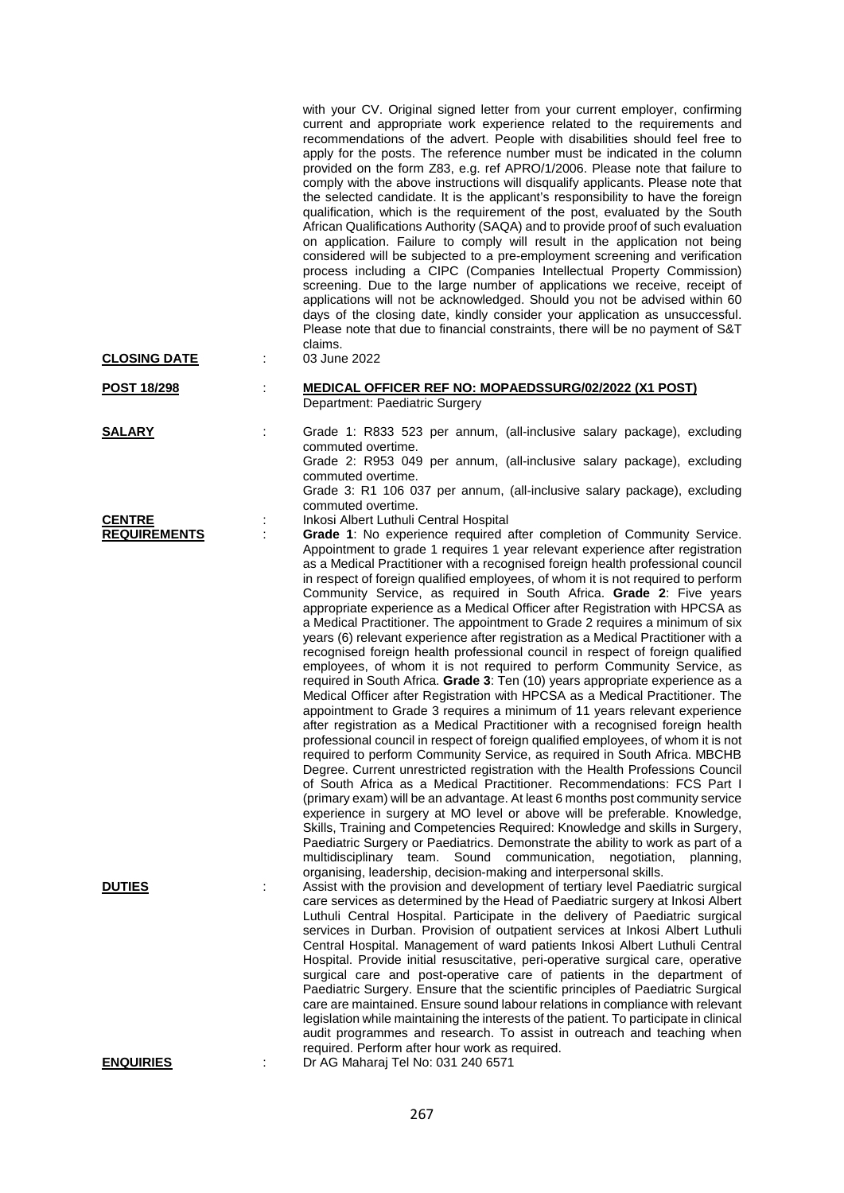with your CV. Original signed letter from your current employer, confirming current and appropriate work experience related to the requirements and recommendations of the advert. People with disabilities should feel free to apply for the posts. The reference number must be indicated in the column provided on the form Z83, e.g. ref APRO/1/2006. Please note that failure to comply with the above instructions will disqualify applicants. Please note that the selected candidate. It is the applicant's responsibility to have the foreign qualification, which is the requirement of the post, evaluated by the South African Qualifications Authority (SAQA) and to provide proof of such evaluation on application. Failure to comply will result in the application not being considered will be subjected to a pre-employment screening and verification process including a CIPC (Companies Intellectual Property Commission) screening. Due to the large number of applications we receive, receipt of applications will not be acknowledged. Should you not be advised within 60 days of the closing date, kindly consider your application as unsuccessful. Please note that due to financial constraints, there will be no payment of S&T claims.

**CLOSING DATE** : 03 June 2022

**POST 18/298** : **MEDICAL OFFICER REF NO: MOPAEDSSURG/02/2022 (X1 POST)**
Department: Paediatric Surgery

**SALARY** : Grade 1: R833 523 per annum, (all-inclusive salary package), excluding commuted overtime.
Grade 2: R953 049 per annum, (all-inclusive salary package), excluding commuted overtime.
Grade 3: R1 106 037 per annum, (all-inclusive salary package), excluding commuted overtime.

**CENTRE** : Inkosi Albert Luthuli Central Hospital

**REQUIREMENTS** : **Grade 1**: No experience required after completion of Community Service. Appointment to grade 1 requires 1 year relevant experience after registration as a Medical Practitioner with a recognised foreign health professional council in respect of foreign qualified employees, of whom it is not required to perform Community Service, as required in South Africa. **Grade 2**: Five years appropriate experience as a Medical Officer after Registration with HPCSA as a Medical Practitioner. The appointment to Grade 2 requires a minimum of six years (6) relevant experience after registration as a Medical Practitioner with a recognised foreign health professional council in respect of foreign qualified employees, of whom it is not required to perform Community Service, as required in South Africa. **Grade 3**: Ten (10) years appropriate experience as a Medical Officer after Registration with HPCSA as a Medical Practitioner. The appointment to Grade 3 requires a minimum of 11 years relevant experience after registration as a Medical Practitioner with a recognised foreign health professional council in respect of foreign qualified employees, of whom it is not required to perform Community Service, as required in South Africa. MBCHB Degree. Current unrestricted registration with the Health Professions Council of South Africa as a Medical Practitioner. Recommendations: FCS Part I (primary exam) will be an advantage. At least 6 months post community service experience in surgery at MO level or above will be preferable. Knowledge, Skills, Training and Competencies Required: Knowledge and skills in Surgery, Paediatric Surgery or Paediatrics. Demonstrate the ability to work as part of a multidisciplinary team. Sound communication, negotiation, planning, organising, leadership, decision-making and interpersonal skills.

**DUTIES** : Assist with the provision and development of tertiary level Paediatric surgical care services as determined by the Head of Paediatric surgery at Inkosi Albert Luthuli Central Hospital. Participate in the delivery of Paediatric surgical services in Durban. Provision of outpatient services at Inkosi Albert Luthuli Central Hospital. Management of ward patients Inkosi Albert Luthuli Central Hospital. Provide initial resuscitative, peri-operative surgical care, operative surgical care and post-operative care of patients in the department of Paediatric Surgery. Ensure that the scientific principles of Paediatric Surgical care are maintained. Ensure sound labour relations in compliance with relevant legislation while maintaining the interests of the patient. To participate in clinical audit programmes and research. To assist in outreach and teaching when required. Perform after hour work as required.

**ENQUIRIES** : Dr AG Maharaj Tel No: 031 240 6571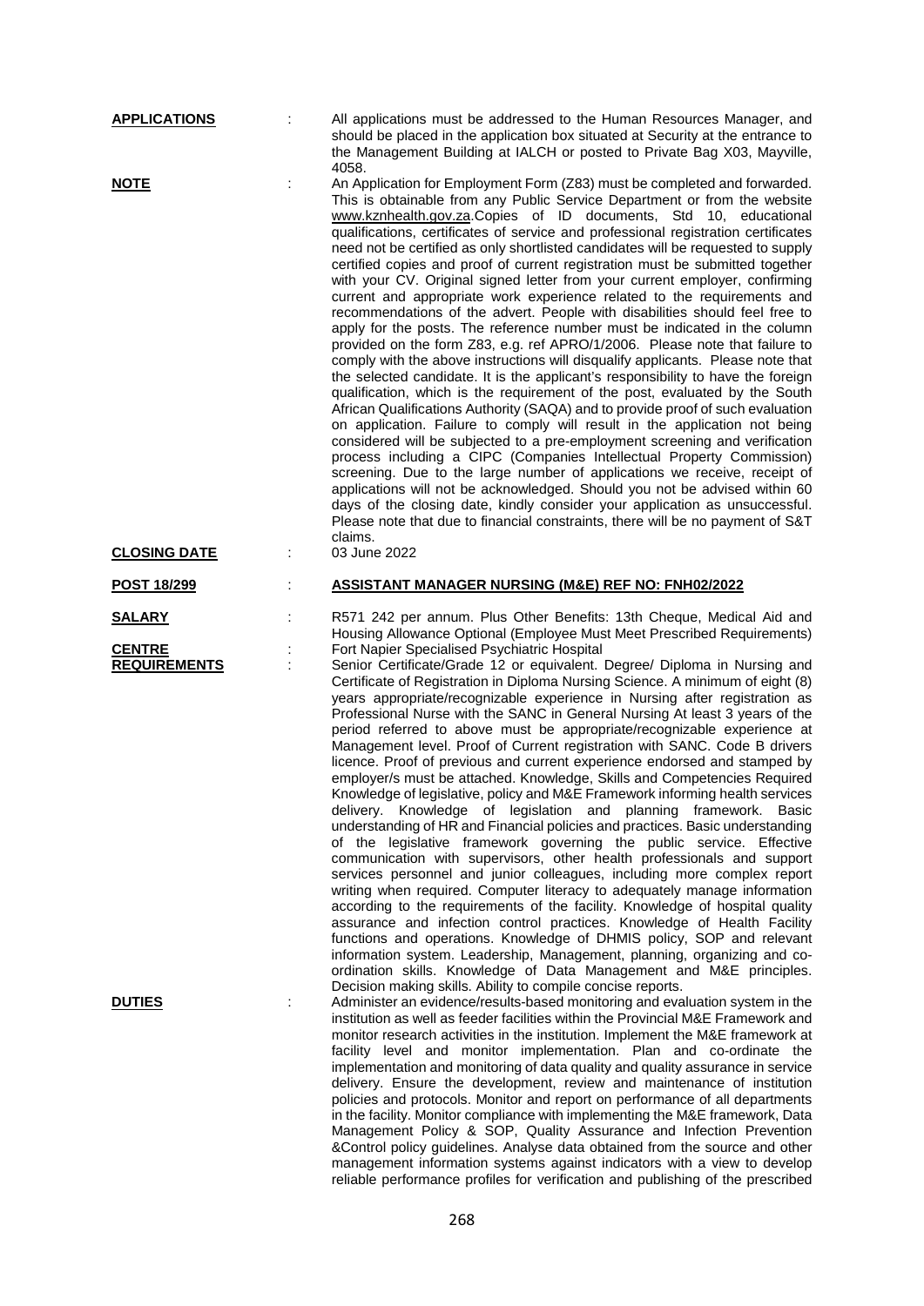**APPLICATIONS** : All applications must be addressed to the Human Resources Manager, and should be placed in the application box situated at Security at the entrance to the Management Building at IALCH or posted to Private Bag X03, Mayville, 4058.

**NOTE** : An Application for Employment Form (Z83) must be completed and forwarded. This is obtainable from any Public Service Department or from the website www.kznhealth.gov.za.Copies of ID documents, Std 10, educational qualifications, certificates of service and professional registration certificates need not be certified as only shortlisted candidates will be requested to supply certified copies and proof of current registration must be submitted together with your CV. Original signed letter from your current employer, confirming current and appropriate work experience related to the requirements and recommendations of the advert. People with disabilities should feel free to apply for the posts. The reference number must be indicated in the column provided on the form Z83, e.g. ref APRO/1/2006. Please note that failure to comply with the above instructions will disqualify applicants. Please note that the selected candidate. It is the applicant's responsibility to have the foreign qualification, which is the requirement of the post, evaluated by the South African Qualifications Authority (SAQA) and to provide proof of such evaluation on application. Failure to comply will result in the application not being considered will be subjected to a pre-employment screening and verification process including a CIPC (Companies Intellectual Property Commission) screening. Due to the large number of applications we receive, receipt of applications will not be acknowledged. Should you not be advised within 60 days of the closing date, kindly consider your application as unsuccessful. Please note that due to financial constraints, there will be no payment of S&T claims.

**CLOSING DATE** : 03 June 2022

**POST 18/299** : **ASSISTANT MANAGER NURSING (M&E) REF NO: FNH02/2022**

**SALARY** : R571 242 per annum. Plus Other Benefits: 13th Cheque, Medical Aid and Housing Allowance Optional (Employee Must Meet Prescribed Requirements)

**CENTRE** : Fort Napier Specialised Psychiatric Hospital

**REQUIREMENTS** : Senior Certificate/Grade 12 or equivalent. Degree/ Diploma in Nursing and Certificate of Registration in Diploma Nursing Science. A minimum of eight (8) years appropriate/recognizable experience in Nursing after registration as Professional Nurse with the SANC in General Nursing At least 3 years of the period referred to above must be appropriate/recognizable experience at Management level. Proof of Current registration with SANC. Code B drivers licence. Proof of previous and current experience endorsed and stamped by employer/s must be attached. Knowledge, Skills and Competencies Required Knowledge of legislative, policy and M&E Framework informing health services delivery. Knowledge of legislation and planning framework. Basic understanding of HR and Financial policies and practices. Basic understanding of the legislative framework governing the public service. Effective communication with supervisors, other health professionals and support services personnel and junior colleagues, including more complex report writing when required. Computer literacy to adequately manage information according to the requirements of the facility. Knowledge of hospital quality assurance and infection control practices. Knowledge of Health Facility functions and operations. Knowledge of DHMIS policy, SOP and relevant information system. Leadership, Management, planning, organizing and co-ordination skills. Knowledge of Data Management and M&E principles. Decision making skills. Ability to compile concise reports.

**DUTIES** : Administer an evidence/results-based monitoring and evaluation system in the institution as well as feeder facilities within the Provincial M&E Framework and monitor research activities in the institution. Implement the M&E framework at facility level and monitor implementation. Plan and co-ordinate the implementation and monitoring of data quality and quality assurance in service delivery. Ensure the development, review and maintenance of institution policies and protocols. Monitor and report on performance of all departments in the facility. Monitor compliance with implementing the M&E framework, Data Management Policy & SOP, Quality Assurance and Infection Prevention &Control policy guidelines. Analyse data obtained from the source and other management information systems against indicators with a view to develop reliable performance profiles for verification and publishing of the prescribed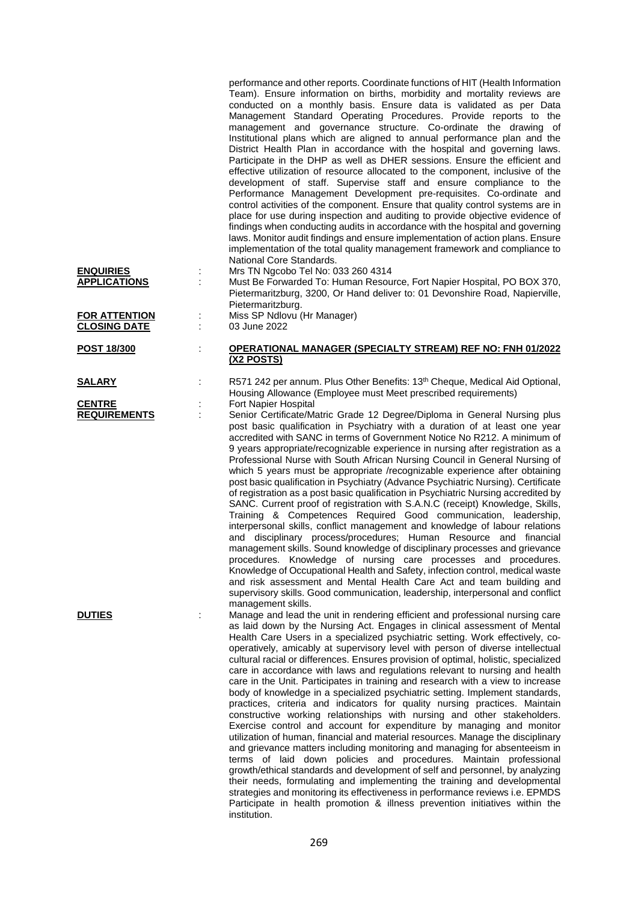performance and other reports. Coordinate functions of HIT (Health Information Team). Ensure information on births, morbidity and mortality reviews are conducted on a monthly basis. Ensure data is validated as per Data Management Standard Operating Procedures. Provide reports to the management and governance structure. Co-ordinate the drawing of Institutional plans which are aligned to annual performance plan and the District Health Plan in accordance with the hospital and governing laws. Participate in the DHP as well as DHER sessions. Ensure the efficient and effective utilization of resource allocated to the component, inclusive of the development of staff. Supervise staff and ensure compliance to the Performance Management Development pre-requisites. Co-ordinate and control activities of the component. Ensure that quality control systems are in place for use during inspection and auditing to provide objective evidence of findings when conducting audits in accordance with the hospital and governing laws. Monitor audit findings and ensure implementation of action plans. Ensure implementation of the total quality management framework and compliance to National Core Standards.

**ENQUIRIES** : Mrs TN Ngcobo Tel No: 033 260 4314

**APPLICATIONS** : Must Be Forwarded To: Human Resource, Fort Napier Hospital, PO BOX 370, Pietermaritzburg, 3200, Or Hand deliver to: 01 Devonshire Road, Napierville, Pietermaritzburg.

**FOR ATTENTION** : Miss SP Ndlovu (Hr Manager)

**CLOSING DATE** : 03 June 2022

**POST 18/300** : **OPERATIONAL MANAGER (SPECIALTY STREAM) REF NO: FNH 01/2022 (X2 POSTS)**

**SALARY** : R571 242 per annum. Plus Other Benefits: 13th Cheque, Medical Aid Optional, Housing Allowance (Employee must Meet prescribed requirements)

**CENTRE** : Fort Napier Hospital

**REQUIREMENTS** : Senior Certificate/Matric Grade 12 Degree/Diploma in General Nursing plus post basic qualification in Psychiatry with a duration of at least one year accredited with SANC in terms of Government Notice No R212. A minimum of 9 years appropriate/recognizable experience in nursing after registration as a Professional Nurse with South African Nursing Council in General Nursing of which 5 years must be appropriate /recognizable experience after obtaining post basic qualification in Psychiatry (Advance Psychiatric Nursing). Certificate of registration as a post basic qualification in Psychiatric Nursing accredited by SANC. Current proof of registration with S.A.N.C (receipt) Knowledge, Skills, Training & Competences Required Good communication, leadership, interpersonal skills, conflict management and knowledge of labour relations and disciplinary process/procedures; Human Resource and financial management skills. Sound knowledge of disciplinary processes and grievance procedures. Knowledge of nursing care processes and procedures. Knowledge of Occupational Health and Safety, infection control, medical waste and risk assessment and Mental Health Care Act and team building and supervisory skills. Good communication, leadership, interpersonal and conflict management skills.

**DUTIES** : Manage and lead the unit in rendering efficient and professional nursing care as laid down by the Nursing Act. Engages in clinical assessment of Mental Health Care Users in a specialized psychiatric setting. Work effectively, co-operatively, amicably at supervisory level with person of diverse intellectual cultural racial or differences. Ensures provision of optimal, holistic, specialized care in accordance with laws and regulations relevant to nursing and health care in the Unit. Participates in training and research with a view to increase body of knowledge in a specialized psychiatric setting. Implement standards, practices, criteria and indicators for quality nursing practices. Maintain constructive working relationships with nursing and other stakeholders. Exercise control and account for expenditure by managing and monitor utilization of human, financial and material resources. Manage the disciplinary and grievance matters including monitoring and managing for absenteeism in terms of laid down policies and procedures. Maintain professional growth/ethical standards and development of self and personnel, by analyzing their needs, formulating and implementing the training and developmental strategies and monitoring its effectiveness in performance reviews i.e. EPMDS Participate in health promotion & illness prevention initiatives within the institution.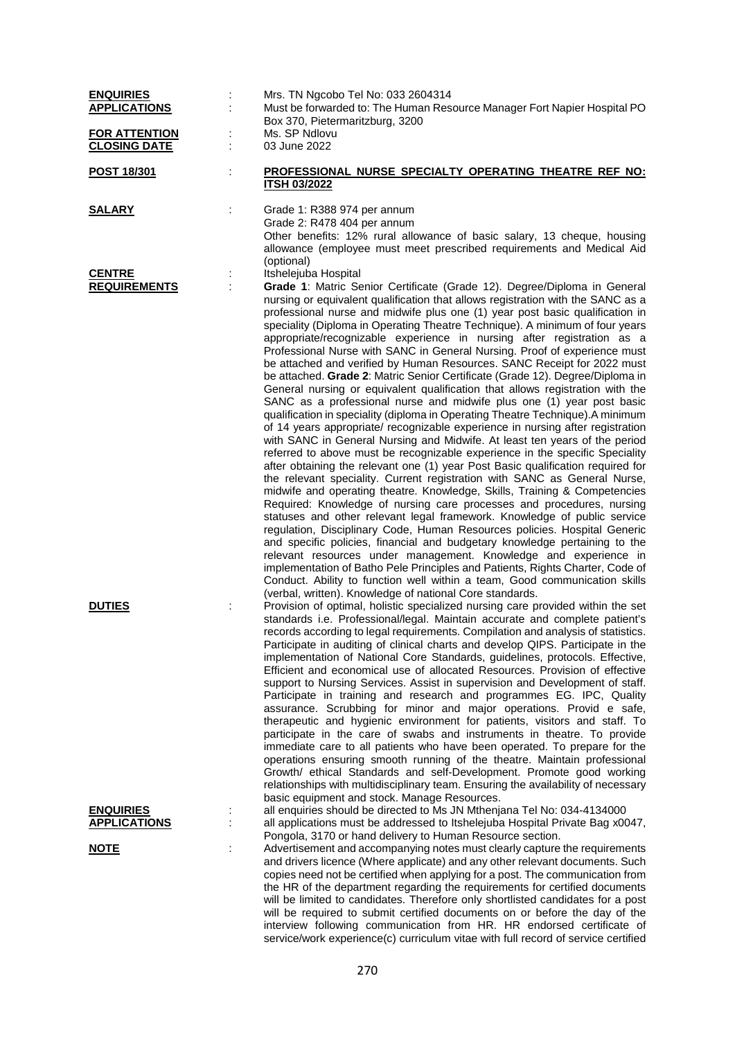**ENQUIRIES** : Mrs. TN Ngcobo Tel No: 033 2604314

**APPLICATIONS** : Must be forwarded to: The Human Resource Manager Fort Napier Hospital PO Box 370, Pietermaritzburg, 3200

**FOR ATTENTION** : Ms. SP Ndlovu

**CLOSING DATE** : 03 June 2022

**POST 18/301** : **PROFESSIONAL NURSE SPECIALTY OPERATING THEATRE REF NO: ITSH 03/2022**

**SALARY** : Grade 1: R388 974 per annum
Grade 2: R478 404 per annum
Other benefits: 12% rural allowance of basic salary, 13 cheque, housing allowance (employee must meet prescribed requirements and Medical Aid (optional)

**CENTRE** : Itshelejuba Hospital

**REQUIREMENTS** : **Grade 1**: Matric Senior Certificate (Grade 12). Degree/Diploma in General nursing or equivalent qualification that allows registration with the SANC as a professional nurse and midwife plus one (1) year post basic qualification in speciality (Diploma in Operating Theatre Technique). A minimum of four years appropriate/recognizable experience in nursing after registration as a Professional Nurse with SANC in General Nursing. Proof of experience must be attached and verified by Human Resources. SANC Receipt for 2022 must be attached. **Grade 2**: Matric Senior Certificate (Grade 12). Degree/Diploma in General nursing or equivalent qualification that allows registration with the SANC as a professional nurse and midwife plus one (1) year post basic qualification in speciality (diploma in Operating Theatre Technique).A minimum of 14 years appropriate/ recognizable experience in nursing after registration with SANC in General Nursing and Midwife. At least ten years of the period referred to above must be recognizable experience in the specific Speciality after obtaining the relevant one (1) year Post Basic qualification required for the relevant speciality. Current registration with SANC as General Nurse, midwife and operating theatre. Knowledge, Skills, Training & Competencies Required: Knowledge of nursing care processes and procedures, nursing statuses and other relevant legal framework. Knowledge of public service regulation, Disciplinary Code, Human Resources policies. Hospital Generic and specific policies, financial and budgetary knowledge pertaining to the relevant resources under management. Knowledge and experience in implementation of Batho Pele Principles and Patients, Rights Charter, Code of Conduct. Ability to function well within a team, Good communication skills (verbal, written). Knowledge of national Core standards.

**DUTIES** : Provision of optimal, holistic specialized nursing care provided within the set standards i.e. Professional/legal. Maintain accurate and complete patient's records according to legal requirements. Compilation and analysis of statistics. Participate in auditing of clinical charts and develop QIPS. Participate in the implementation of National Core Standards, guidelines, protocols. Effective, Efficient and economical use of allocated Resources. Provision of effective support to Nursing Services. Assist in supervision and Development of staff. Participate in training and research and programmes EG. IPC, Quality assurance. Scrubbing for minor and major operations. Provid e safe, therapeutic and hygienic environment for patients, visitors and staff. To participate in the care of swabs and instruments in theatre. To provide immediate care to all patients who have been operated. To prepare for the operations ensuring smooth running of the theatre. Maintain professional Growth/ ethical Standards and self-Development. Promote good working relationships with multidisciplinary team. Ensuring the availability of necessary basic equipment and stock. Manage Resources.

**ENQUIRIES** : all enquiries should be directed to Ms JN Mthenjana Tel No: 034-4134000

**APPLICATIONS** : all applications must be addressed to Itshelejuba Hospital Private Bag x0047, Pongola, 3170 or hand delivery to Human Resource section.

**NOTE** : Advertisement and accompanying notes must clearly capture the requirements and drivers licence (Where applicate) and any other relevant documents. Such copies need not be certified when applying for a post. The communication from the HR of the department regarding the requirements for certified documents will be limited to candidates. Therefore only shortlisted candidates for a post will be required to submit certified documents on or before the day of the interview following communication from HR. HR endorsed certificate of service/work experience(c) curriculum vitae with full record of service certified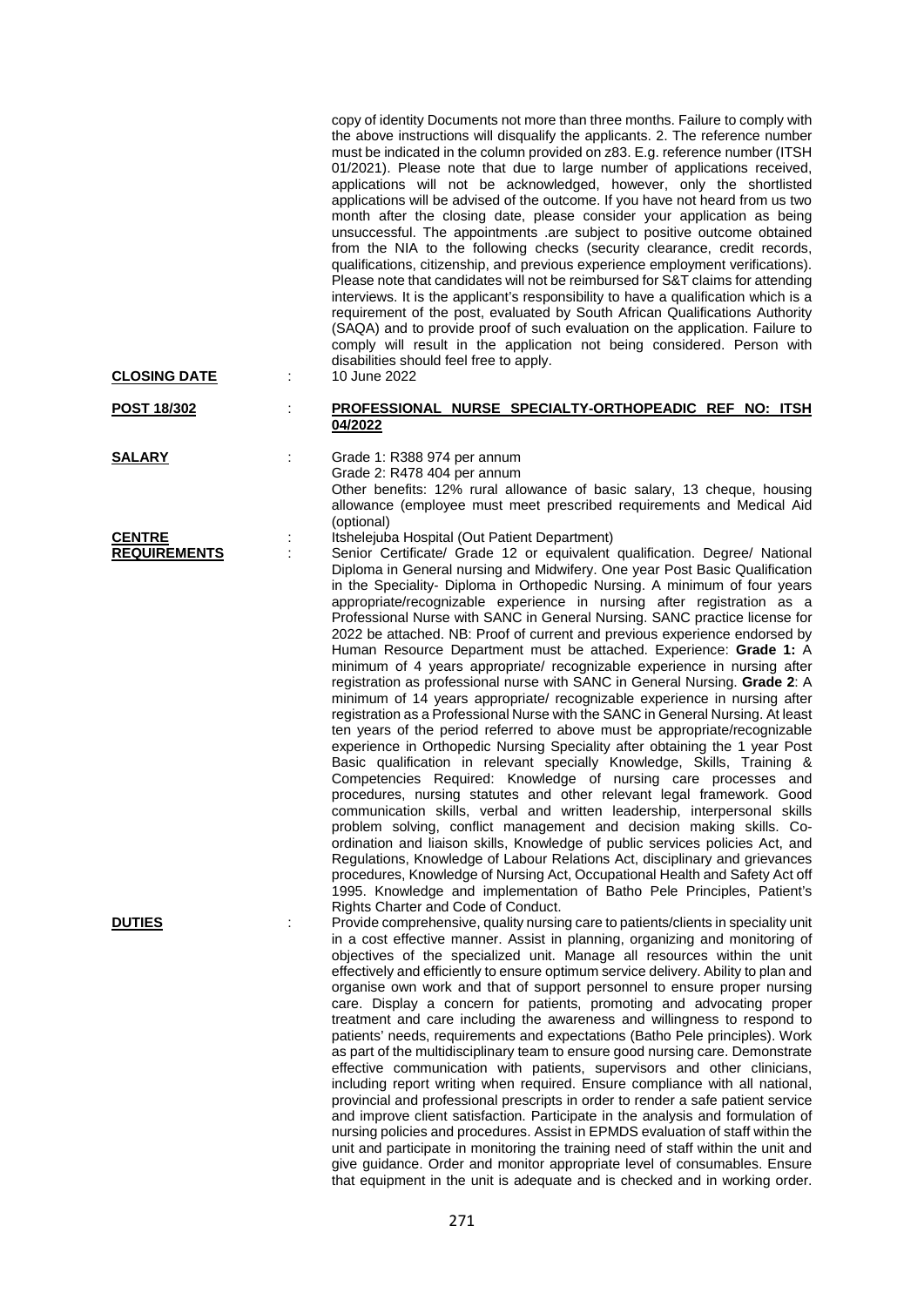copy of identity Documents not more than three months. Failure to comply with the above instructions will disqualify the applicants. 2. The reference number must be indicated in the column provided on z83. E.g. reference number (ITSH 01/2021). Please note that due to large number of applications received, applications will not be acknowledged, however, only the shortlisted applications will be advised of the outcome. If you have not heard from us two month after the closing date, please consider your application as being unsuccessful. The appointments .are subject to positive outcome obtained from the NIA to the following checks (security clearance, credit records, qualifications, citizenship, and previous experience employment verifications). Please note that candidates will not be reimbursed for S&T claims for attending interviews. It is the applicant's responsibility to have a qualification which is a requirement of the post, evaluated by South African Qualifications Authority (SAQA) and to provide proof of such evaluation on the application. Failure to comply will result in the application not being considered. Person with disabilities should feel free to apply.

**CLOSING DATE** : 10 June 2022

**POST 18/302** : **PROFESSIONAL NURSE SPECIALTY-ORTHOPEADIC REF NO: ITSH 04/2022**

**SALARY** : Grade 1: R388 974 per annum
Grade 2: R478 404 per annum
Other benefits: 12% rural allowance of basic salary, 13 cheque, housing allowance (employee must meet prescribed requirements and Medical Aid (optional)

**CENTRE** : Itshelejuba Hospital (Out Patient Department)

**REQUIREMENTS** : Senior Certificate/ Grade 12 or equivalent qualification. Degree/ National Diploma in General nursing and Midwifery. One year Post Basic Qualification in the Speciality- Diploma in Orthopedic Nursing. A minimum of four years appropriate/recognizable experience in nursing after registration as a Professional Nurse with SANC in General Nursing. SANC practice license for 2022 be attached. NB: Proof of current and previous experience endorsed by Human Resource Department must be attached. Experience: **Grade 1:** A minimum of 4 years appropriate/ recognizable experience in nursing after registration as professional nurse with SANC in General Nursing. **Grade 2**: A minimum of 14 years appropriate/ recognizable experience in nursing after registration as a Professional Nurse with the SANC in General Nursing. At least ten years of the period referred to above must be appropriate/recognizable experience in Orthopedic Nursing Speciality after obtaining the 1 year Post Basic qualification in relevant specially Knowledge, Skills, Training & Competencies Required: Knowledge of nursing care processes and procedures, nursing statutes and other relevant legal framework. Good communication skills, verbal and written leadership, interpersonal skills problem solving, conflict management and decision making skills. Co-ordination and liaison skills, Knowledge of public services policies Act, and Regulations, Knowledge of Labour Relations Act, disciplinary and grievances procedures, Knowledge of Nursing Act, Occupational Health and Safety Act off 1995. Knowledge and implementation of Batho Pele Principles, Patient's Rights Charter and Code of Conduct.

**DUTIES** : Provide comprehensive, quality nursing care to patients/clients in speciality unit in a cost effective manner. Assist in planning, organizing and monitoring of objectives of the specialized unit. Manage all resources within the unit effectively and efficiently to ensure optimum service delivery. Ability to plan and organise own work and that of support personnel to ensure proper nursing care. Display a concern for patients, promoting and advocating proper treatment and care including the awareness and willingness to respond to patients' needs, requirements and expectations (Batho Pele principles). Work as part of the multidisciplinary team to ensure good nursing care. Demonstrate effective communication with patients, supervisors and other clinicians, including report writing when required. Ensure compliance with all national, provincial and professional prescripts in order to render a safe patient service and improve client satisfaction. Participate in the analysis and formulation of nursing policies and procedures. Assist in EPMDS evaluation of staff within the unit and participate in monitoring the training need of staff within the unit and give guidance. Order and monitor appropriate level of consumables. Ensure that equipment in the unit is adequate and is checked and in working order.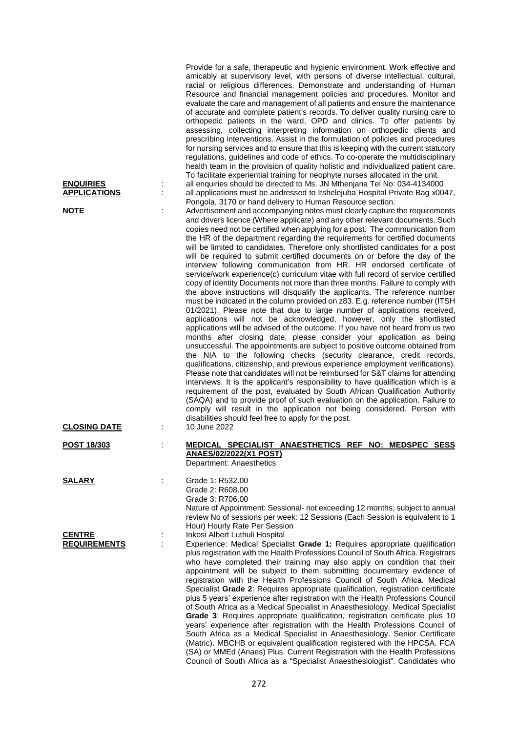Provide for a safe, therapeutic and hygienic environment. Work effective and amicably at supervisory level, with persons of diverse intellectual, cultural, racial or religious differences. Demonstrate and understanding of Human Resource and financial management policies and procedures. Monitor and evaluate the care and management of all patients and ensure the maintenance of accurate and complete patient's records. To deliver quality nursing care to orthopedic patients in the ward, OPD and clinics. To offer patients by assessing, collecting interpreting information on orthopedic clients and prescribing interventions. Assist in the formulation of policies and procedures for nursing services and to ensure that this is keeping with the current statutory regulations, guidelines and code of ethics. To co-operate the multidisciplinary health team in the provision of quality holistic and individualized patient care. To facilitate experiential training for neophyte nurses allocated in the unit.

**ENQUIRIES** : all enquiries should be directed to Ms. JN Mthenjana Tel No: 034-4134000

**APPLICATIONS** : all applications must be addressed to Itshelejuba Hospital Private Bag x0047, Pongola, 3170 or hand delivery to Human Resource section.

**NOTE** : Advertisement and accompanying notes must clearly capture the requirements and drivers licence (Where applicate) and any other relevant documents. Such copies need not be certified when applying for a post. The communication from the HR of the department regarding the requirements for certified documents will be limited to candidates. Therefore only shortlisted candidates for a post will be required to submit certified documents on or before the day of the interview following communication from HR. HR endorsed certificate of service/work experience(c) curriculum vitae with full record of service certified copy of identity Documents not more than three months. Failure to comply with the above instructions will disqualify the applicants. The reference number must be indicated in the column provided on z83. E.g. reference number (ITSH 01/2021). Please note that due to large number of applications received, applications will not be acknowledged, however, only the shortlisted applications will be advised of the outcome. If you have not heard from us two months after closing date, please consider your application as being unsuccessful. The appointments are subject to positive outcome obtained from the NIA to the following checks (security clearance, credit records, qualifications, citizenship, and previous experience employment verifications). Please note that candidates will not be reimbursed for S&T claims for attending interviews. It is the applicant's responsibility to have qualification which is a requirement of the post, evaluated by South African Qualification Authority (SAQA) and to provide proof of such evaluation on the application. Failure to comply will result in the application not being considered. Person with disabilities should feel free to apply for the post.

**CLOSING DATE** : 10 June 2022

**POST 18/303** : **MEDICAL SPECIALIST ANAESTHETICS REF NO: MEDSPEC SESS ANAES/02/2022(X1 POST)**
Department: Anaesthetics

**SALARY** : Grade 1: R532.00
Grade 2: R608.00
Grade 3: R706.00
Nature of Appointment: Sessional- not exceeding 12 months; subject to annual review No of sessions per week: 12 Sessions (Each Session is equivalent to 1 Hour) Hourly Rate Per Session

**CENTRE** : Inkosi Albert Luthuli Hospital

**REQUIREMENTS** : Experience: Medical Specialist **Grade 1:** Requires appropriate qualification plus registration with the Health Professions Council of South Africa. Registrars who have completed their training may also apply on condition that their appointment will be subject to them submitting documentary evidence of registration with the Health Professions Council of South Africa. Medical Specialist **Grade 2**: Requires appropriate qualification, registration certificate plus 5 years' experience after registration with the Health Professions Council of South Africa as a Medical Specialist in Anaesthesiology. Medical Specialist **Grade 3**: Requires appropriate qualification, registration certificate plus 10 years' experience after registration with the Health Professions Council of South Africa as a Medical Specialist in Anaesthesiology. Senior Certificate (Matric). MBCHB or equivalent qualification registered with the HPCSA. FCA (SA) or MMEd (Anaes) Plus. Current Registration with the Health Professions Council of South Africa as a "Specialist Anaesthesiologist". Candidates who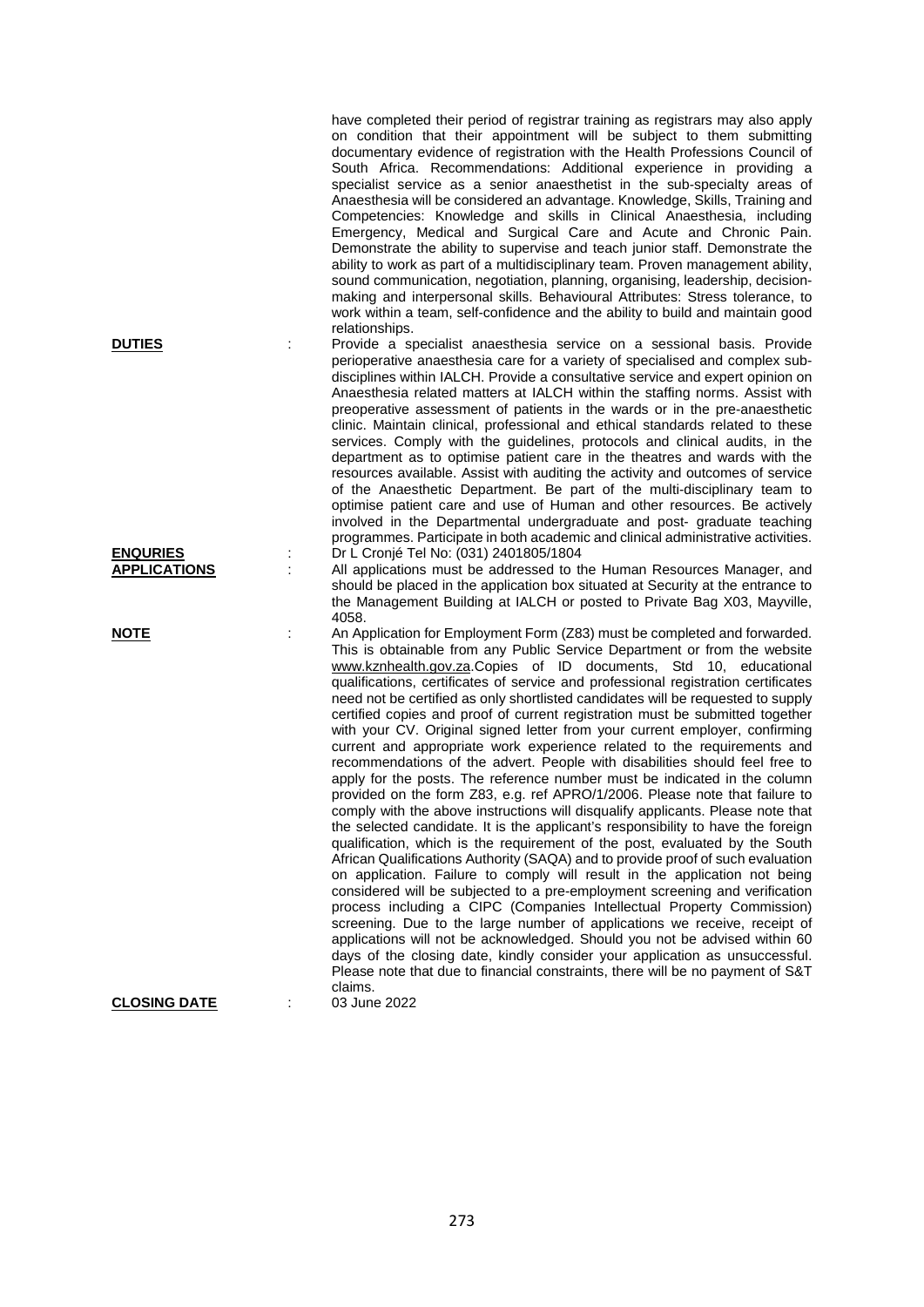have completed their period of registrar training as registrars may also apply on condition that their appointment will be subject to them submitting documentary evidence of registration with the Health Professions Council of South Africa. Recommendations: Additional experience in providing a specialist service as a senior anaesthetist in the sub-specialty areas of Anaesthesia will be considered an advantage. Knowledge, Skills, Training and Competencies: Knowledge and skills in Clinical Anaesthesia, including Emergency, Medical and Surgical Care and Acute and Chronic Pain. Demonstrate the ability to supervise and teach junior staff. Demonstrate the ability to work as part of a multidisciplinary team. Proven management ability, sound communication, negotiation, planning, organising, leadership, decision-making and interpersonal skills. Behavioural Attributes: Stress tolerance, to work within a team, self-confidence and the ability to build and maintain good relationships.

**DUTIES** : Provide a specialist anaesthesia service on a sessional basis. Provide perioperative anaesthesia care for a variety of specialised and complex sub-disciplines within IALCH. Provide a consultative service and expert opinion on Anaesthesia related matters at IALCH within the staffing norms. Assist with preoperative assessment of patients in the wards or in the pre-anaesthetic clinic. Maintain clinical, professional and ethical standards related to these services. Comply with the guidelines, protocols and clinical audits, in the department as to optimise patient care in the theatres and wards with the resources available. Assist with auditing the activity and outcomes of service of the Anaesthetic Department. Be part of the multi-disciplinary team to optimise patient care and use of Human and other resources. Be actively involved in the Departmental undergraduate and post- graduate teaching programmes. Participate in both academic and clinical administrative activities.

**ENQURIES** : Dr L Cronjé Tel No: (031) 2401805/1804

**APPLICATIONS** : All applications must be addressed to the Human Resources Manager, and should be placed in the application box situated at Security at the entrance to the Management Building at IALCH or posted to Private Bag X03, Mayville, 4058.

**NOTE** : An Application for Employment Form (Z83) must be completed and forwarded. This is obtainable from any Public Service Department or from the website www.kznhealth.gov.za.Copies of ID documents, Std 10, educational qualifications, certificates of service and professional registration certificates need not be certified as only shortlisted candidates will be requested to supply certified copies and proof of current registration must be submitted together with your CV. Original signed letter from your current employer, confirming current and appropriate work experience related to the requirements and recommendations of the advert. People with disabilities should feel free to apply for the posts. The reference number must be indicated in the column provided on the form Z83, e.g. ref APRO/1/2006. Please note that failure to comply with the above instructions will disqualify applicants. Please note that the selected candidate. It is the applicant's responsibility to have the foreign qualification, which is the requirement of the post, evaluated by the South African Qualifications Authority (SAQA) and to provide proof of such evaluation on application. Failure to comply will result in the application not being considered will be subjected to a pre-employment screening and verification process including a CIPC (Companies Intellectual Property Commission) screening. Due to the large number of applications we receive, receipt of applications will not be acknowledged. Should you not be advised within 60 days of the closing date, kindly consider your application as unsuccessful. Please note that due to financial constraints, there will be no payment of S&T claims.

**CLOSING DATE** : 03 June 2022